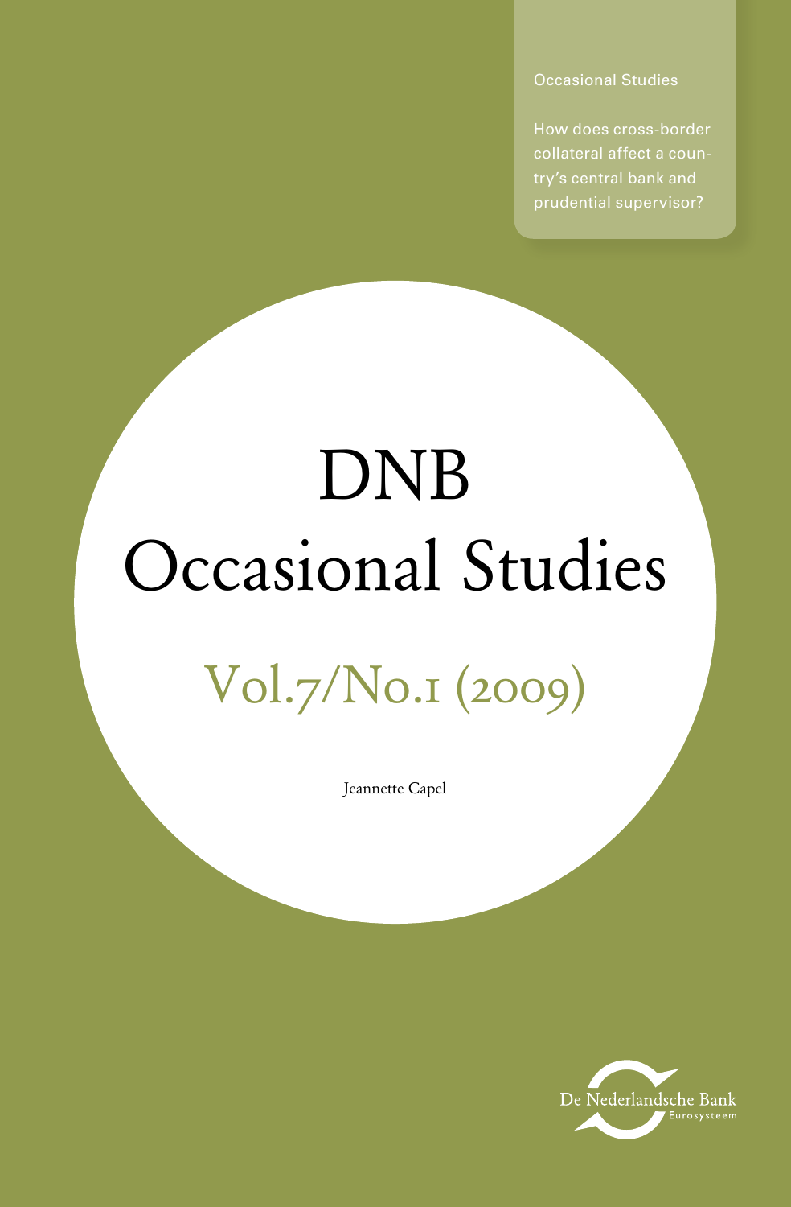Occasional Studies

How does cross-border collateral affect a country's central bank and prudential supervisor?

# DNB Occasional Studies

## Vol.7/No.1 (2009)

Jeannette Capel

De Nederlandsche Bank
Eurosysteem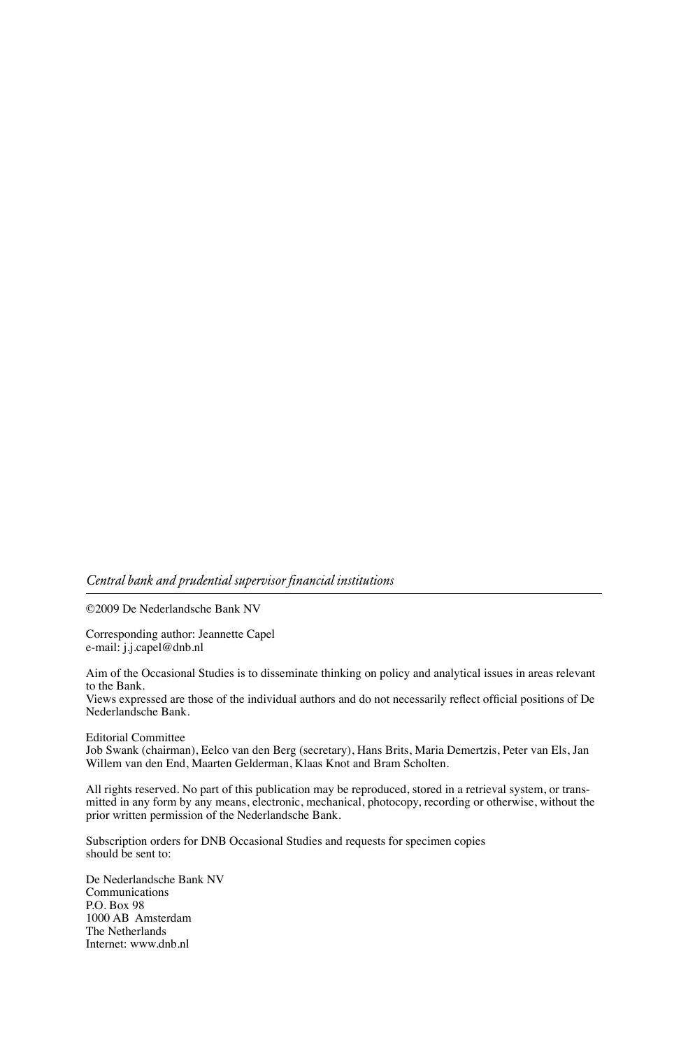*Central bank and prudential supervisor financial institutions*

©2009 De Nederlandsche Bank NV

Corresponding author: Jeannette Capel
e-mail: j.j.capel@dnb.nl

Aim of the Occasional Studies is to disseminate thinking on policy and analytical issues in areas relevant to the Bank.
Views expressed are those of the individual authors and do not necessarily reflect official positions of De Nederlandsche Bank.

Editorial Committee
Job Swank (chairman), Eelco van den Berg (secretary), Hans Brits, Maria Demertzis, Peter van Els, Jan Willem van den End, Maarten Gelderman, Klaas Knot and Bram Scholten.

All rights reserved. No part of this publication may be reproduced, stored in a retrieval system, or transmitted in any form by any means, electronic, mechanical, photocopy, recording or otherwise, without the prior written permission of the Nederlandsche Bank.

Subscription orders for DNB Occasional Studies and requests for specimen copies should be sent to:

De Nederlandsche Bank NV
Communications
P.O. Box 98
1000 AB Amsterdam
The Netherlands
Internet: www.dnb.nl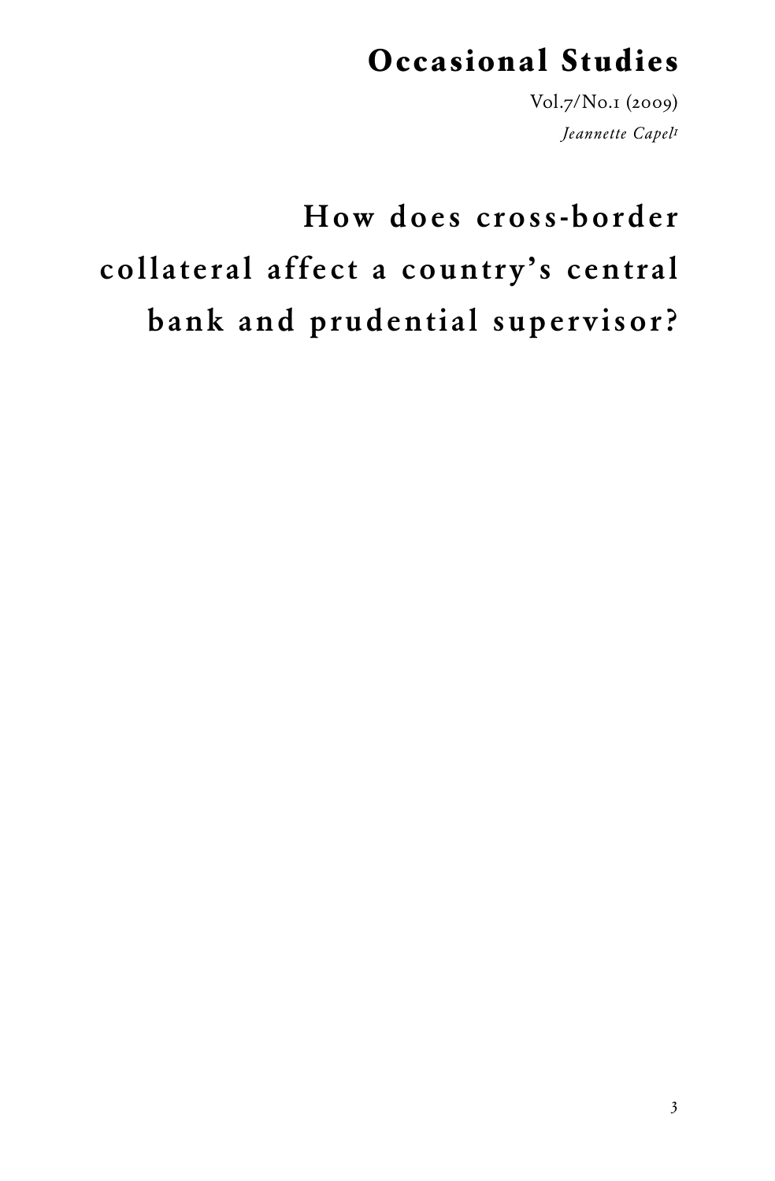# Occasional Studies

Vol.7/No.1 (2009)

*Jeannette Capel*[1]

# How does cross-border collateral affect a country's central bank and prudential supervisor?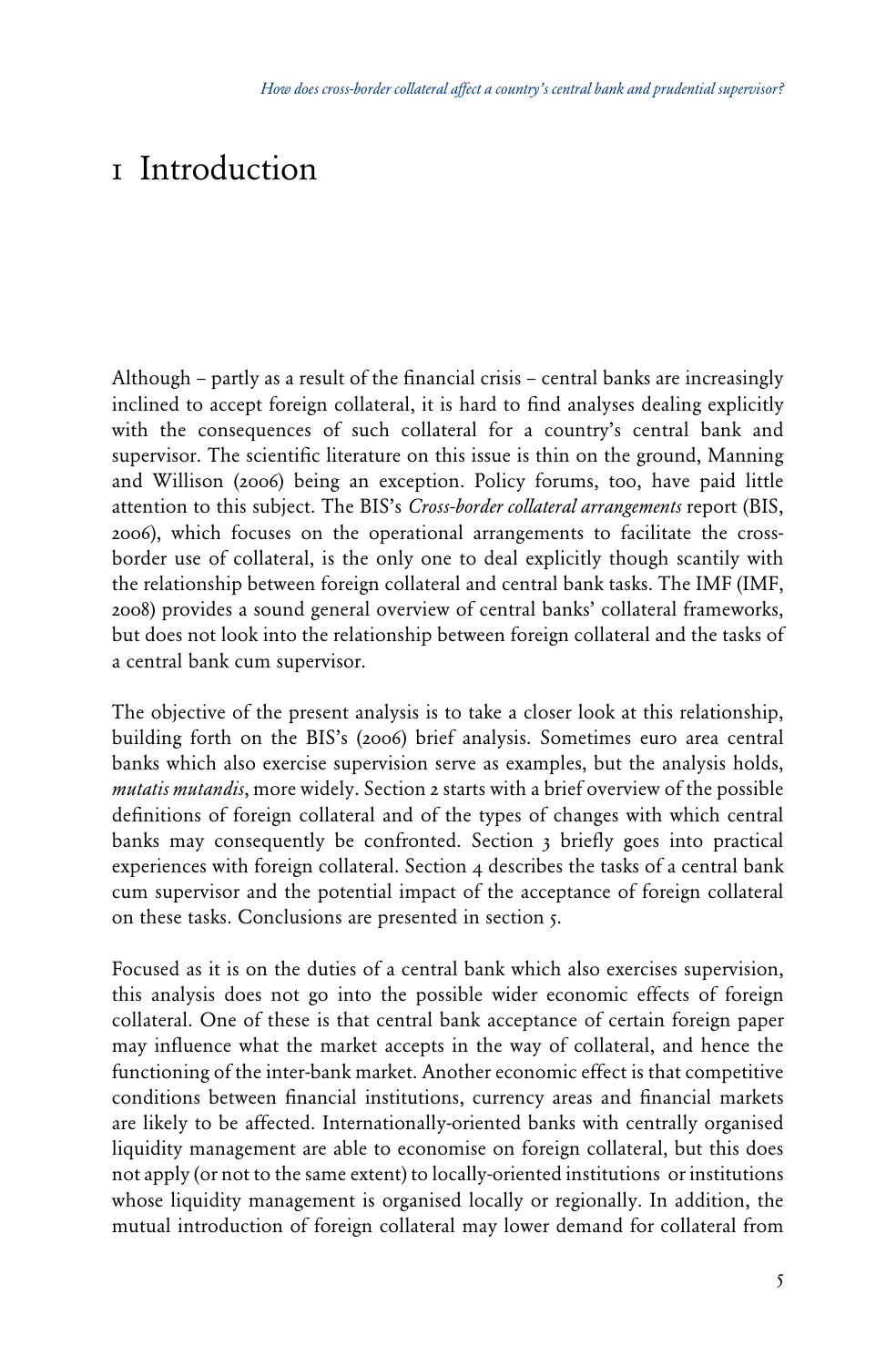# 1 Introduction

Although – partly as a result of the financial crisis – central banks are increasingly inclined to accept foreign collateral, it is hard to find analyses dealing explicitly with the consequences of such collateral for a country's central bank and supervisor. The scientific literature on this issue is thin on the ground, Manning and Willison (2006) being an exception. Policy forums, too, have paid little attention to this subject. The BIS's *Cross-border collateral arrangements* report (BIS, 2006), which focuses on the operational arrangements to facilitate the cross-border use of collateral, is the only one to deal explicitly though scantily with the relationship between foreign collateral and central bank tasks. The IMF (IMF, 2008) provides a sound general overview of central banks' collateral frameworks, but does not look into the relationship between foreign collateral and the tasks of a central bank cum supervisor.

The objective of the present analysis is to take a closer look at this relationship, building forth on the BIS's (2006) brief analysis. Sometimes euro area central banks which also exercise supervision serve as examples, but the analysis holds, *mutatis mutandis*, more widely. Section 2 starts with a brief overview of the possible definitions of foreign collateral and of the types of changes with which central banks may consequently be confronted. Section 3 briefly goes into practical experiences with foreign collateral. Section 4 describes the tasks of a central bank cum supervisor and the potential impact of the acceptance of foreign collateral on these tasks. Conclusions are presented in section 5.

Focused as it is on the duties of a central bank which also exercises supervision, this analysis does not go into the possible wider economic effects of foreign collateral. One of these is that central bank acceptance of certain foreign paper may influence what the market accepts in the way of collateral, and hence the functioning of the inter-bank market. Another economic effect is that competitive conditions between financial institutions, currency areas and financial markets are likely to be affected. Internationally-oriented banks with centrally organised liquidity management are able to economise on foreign collateral, but this does not apply (or not to the same extent) to locally-oriented institutions or institutions whose liquidity management is organised locally or regionally. In addition, the mutual introduction of foreign collateral may lower demand for collateral from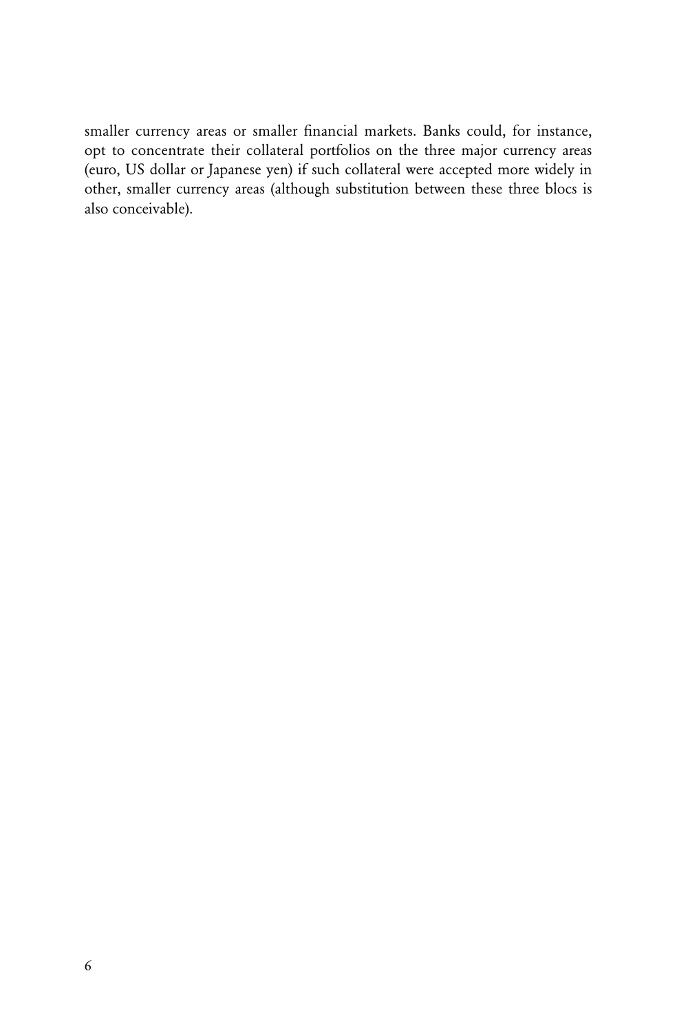smaller currency areas or smaller financial markets. Banks could, for instance, opt to concentrate their collateral portfolios on the three major currency areas (euro, US dollar or Japanese yen) if such collateral were accepted more widely in other, smaller currency areas (although substitution between these three blocs is also conceivable).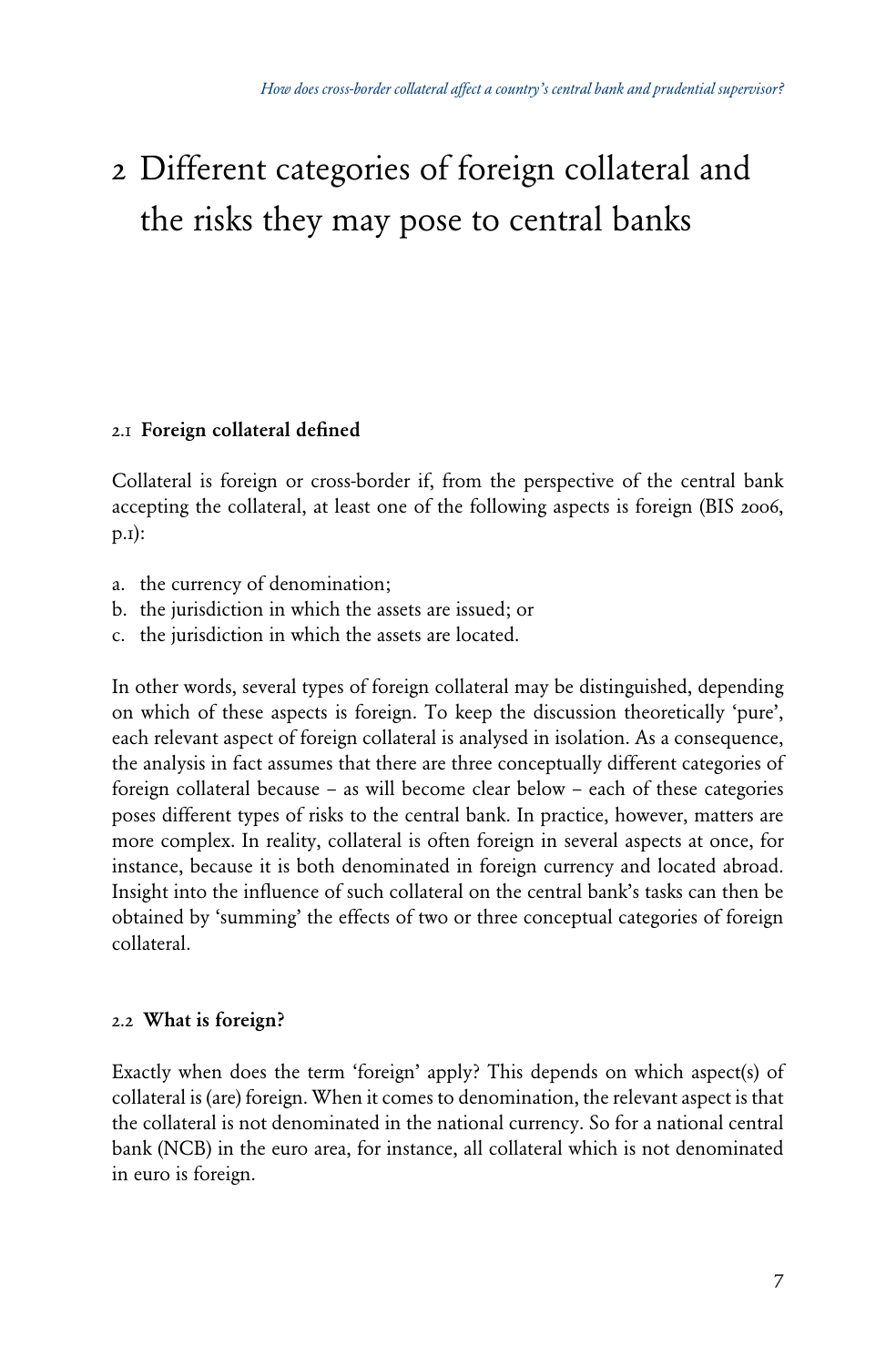# 2 Different categories of foreign collateral and the risks they may pose to central banks

## 2.1 Foreign collateral defined

Collateral is foreign or cross-border if, from the perspective of the central bank accepting the collateral, at least one of the following aspects is foreign (BIS 2006, p.1):

a. the currency of denomination;
b. the jurisdiction in which the assets are issued; or
c. the jurisdiction in which the assets are located.

In other words, several types of foreign collateral may be distinguished, depending on which of these aspects is foreign. To keep the discussion theoretically 'pure', each relevant aspect of foreign collateral is analysed in isolation. As a consequence, the analysis in fact assumes that there are three conceptually different categories of foreign collateral because – as will become clear below – each of these categories poses different types of risks to the central bank. In practice, however, matters are more complex. In reality, collateral is often foreign in several aspects at once, for instance, because it is both denominated in foreign currency and located abroad. Insight into the influence of such collateral on the central bank's tasks can then be obtained by 'summing' the effects of two or three conceptual categories of foreign collateral.

## 2.2 What is foreign?

Exactly when does the term 'foreign' apply? This depends on which aspect(s) of collateral is (are) foreign. When it comes to denomination, the relevant aspect is that the collateral is not denominated in the national currency. So for a national central bank (NCB) in the euro area, for instance, all collateral which is not denominated in euro is foreign.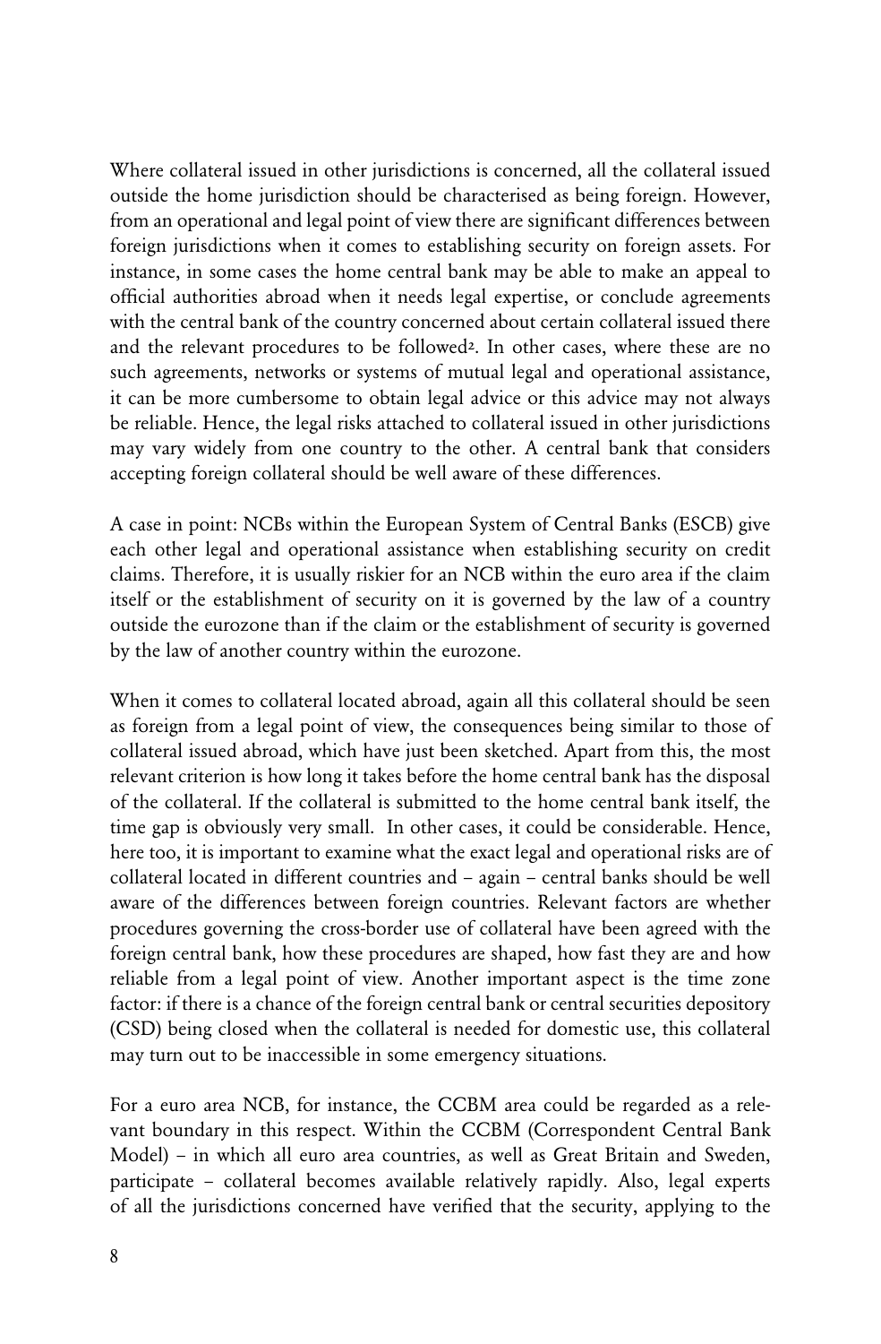Where collateral issued in other jurisdictions is concerned, all the collateral issued outside the home jurisdiction should be characterised as being foreign. However, from an operational and legal point of view there are significant differences between foreign jurisdictions when it comes to establishing security on foreign assets. For instance, in some cases the home central bank may be able to make an appeal to official authorities abroad when it needs legal expertise, or conclude agreements with the central bank of the country concerned about certain collateral issued there and the relevant procedures to be followed[2]. In other cases, where these are no such agreements, networks or systems of mutual legal and operational assistance, it can be more cumbersome to obtain legal advice or this advice may not always be reliable. Hence, the legal risks attached to collateral issued in other jurisdictions may vary widely from one country to the other. A central bank that considers accepting foreign collateral should be well aware of these differences.

A case in point: NCBs within the European System of Central Banks (ESCB) give each other legal and operational assistance when establishing security on credit claims. Therefore, it is usually riskier for an NCB within the euro area if the claim itself or the establishment of security on it is governed by the law of a country outside the eurozone than if the claim or the establishment of security is governed by the law of another country within the eurozone.

When it comes to collateral located abroad, again all this collateral should be seen as foreign from a legal point of view, the consequences being similar to those of collateral issued abroad, which have just been sketched. Apart from this, the most relevant criterion is how long it takes before the home central bank has the disposal of the collateral. If the collateral is submitted to the home central bank itself, the time gap is obviously very small. In other cases, it could be considerable. Hence, here too, it is important to examine what the exact legal and operational risks are of collateral located in different countries and – again – central banks should be well aware of the differences between foreign countries. Relevant factors are whether procedures governing the cross-border use of collateral have been agreed with the foreign central bank, how these procedures are shaped, how fast they are and how reliable from a legal point of view. Another important aspect is the time zone factor: if there is a chance of the foreign central bank or central securities depository (CSD) being closed when the collateral is needed for domestic use, this collateral may turn out to be inaccessible in some emergency situations.

For a euro area NCB, for instance, the CCBM area could be regarded as a relevant boundary in this respect. Within the CCBM (Correspondent Central Bank Model) – in which all euro area countries, as well as Great Britain and Sweden, participate – collateral becomes available relatively rapidly. Also, legal experts of all the jurisdictions concerned have verified that the security, applying to the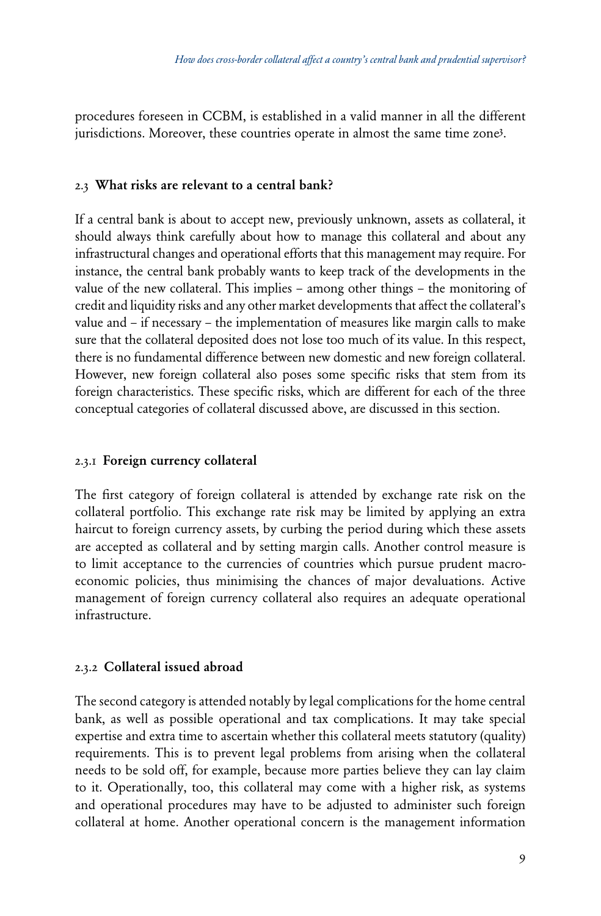procedures foreseen in CCBM, is established in a valid manner in all the different jurisdictions. Moreover, these countries operate in almost the same time zone[3].

## 2.3 What risks are relevant to a central bank?

If a central bank is about to accept new, previously unknown, assets as collateral, it should always think carefully about how to manage this collateral and about any infrastructural changes and operational efforts that this management may require. For instance, the central bank probably wants to keep track of the developments in the value of the new collateral. This implies – among other things – the monitoring of credit and liquidity risks and any other market developments that affect the collateral's value and – if necessary – the implementation of measures like margin calls to make sure that the collateral deposited does not lose too much of its value. In this respect, there is no fundamental difference between new domestic and new foreign collateral. However, new foreign collateral also poses some specific risks that stem from its foreign characteristics. These specific risks, which are different for each of the three conceptual categories of collateral discussed above, are discussed in this section.

### 2.3.1 Foreign currency collateral

The first category of foreign collateral is attended by exchange rate risk on the collateral portfolio. This exchange rate risk may be limited by applying an extra haircut to foreign currency assets, by curbing the period during which these assets are accepted as collateral and by setting margin calls. Another control measure is to limit acceptance to the currencies of countries which pursue prudent macroeconomic policies, thus minimising the chances of major devaluations. Active management of foreign currency collateral also requires an adequate operational infrastructure.

### 2.3.2 Collateral issued abroad

The second category is attended notably by legal complications for the home central bank, as well as possible operational and tax complications. It may take special expertise and extra time to ascertain whether this collateral meets statutory (quality) requirements. This is to prevent legal problems from arising when the collateral needs to be sold off, for example, because more parties believe they can lay claim to it. Operationally, too, this collateral may come with a higher risk, as systems and operational procedures may have to be adjusted to administer such foreign collateral at home. Another operational concern is the management information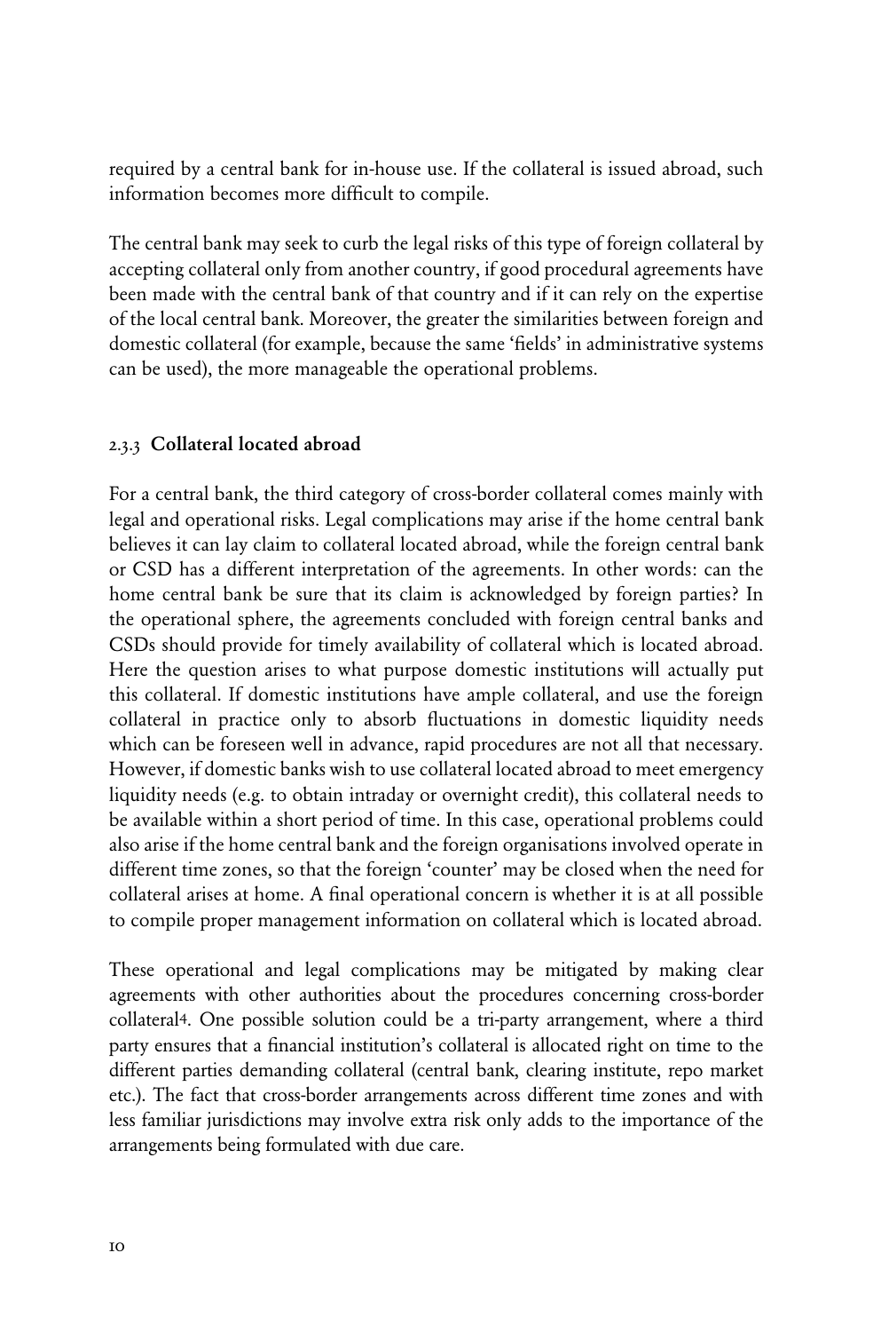required by a central bank for in-house use. If the collateral is issued abroad, such information becomes more difficult to compile.

The central bank may seek to curb the legal risks of this type of foreign collateral by accepting collateral only from another country, if good procedural agreements have been made with the central bank of that country and if it can rely on the expertise of the local central bank. Moreover, the greater the similarities between foreign and domestic collateral (for example, because the same 'fields' in administrative systems can be used), the more manageable the operational problems.

### 2.3.3 Collateral located abroad

For a central bank, the third category of cross-border collateral comes mainly with legal and operational risks. Legal complications may arise if the home central bank believes it can lay claim to collateral located abroad, while the foreign central bank or CSD has a different interpretation of the agreements. In other words: can the home central bank be sure that its claim is acknowledged by foreign parties? In the operational sphere, the agreements concluded with foreign central banks and CSDs should provide for timely availability of collateral which is located abroad. Here the question arises to what purpose domestic institutions will actually put this collateral. If domestic institutions have ample collateral, and use the foreign collateral in practice only to absorb fluctuations in domestic liquidity needs which can be foreseen well in advance, rapid procedures are not all that necessary. However, if domestic banks wish to use collateral located abroad to meet emergency liquidity needs (e.g. to obtain intraday or overnight credit), this collateral needs to be available within a short period of time. In this case, operational problems could also arise if the home central bank and the foreign organisations involved operate in different time zones, so that the foreign 'counter' may be closed when the need for collateral arises at home. A final operational concern is whether it is at all possible to compile proper management information on collateral which is located abroad.

These operational and legal complications may be mitigated by making clear agreements with other authorities about the procedures concerning cross-border collateral[4]. One possible solution could be a tri-party arrangement, where a third party ensures that a financial institution's collateral is allocated right on time to the different parties demanding collateral (central bank, clearing institute, repo market etc.). The fact that cross-border arrangements across different time zones and with less familiar jurisdictions may involve extra risk only adds to the importance of the arrangements being formulated with due care.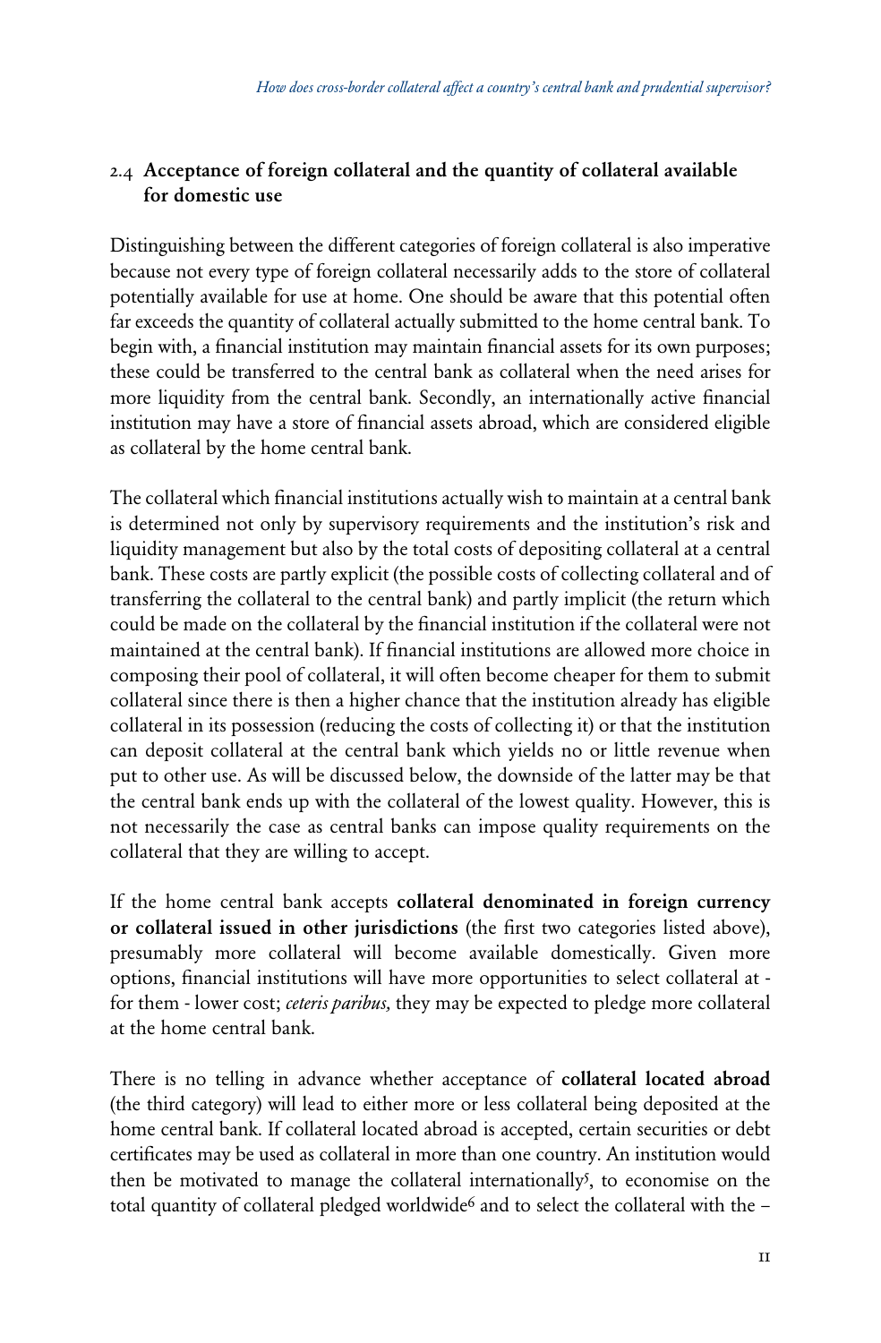## 2.4 Acceptance of foreign collateral and the quantity of collateral available for domestic use

Distinguishing between the different categories of foreign collateral is also imperative because not every type of foreign collateral necessarily adds to the store of collateral potentially available for use at home. One should be aware that this potential often far exceeds the quantity of collateral actually submitted to the home central bank. To begin with, a financial institution may maintain financial assets for its own purposes; these could be transferred to the central bank as collateral when the need arises for more liquidity from the central bank. Secondly, an internationally active financial institution may have a store of financial assets abroad, which are considered eligible as collateral by the home central bank.

The collateral which financial institutions actually wish to maintain at a central bank is determined not only by supervisory requirements and the institution's risk and liquidity management but also by the total costs of depositing collateral at a central bank. These costs are partly explicit (the possible costs of collecting collateral and of transferring the collateral to the central bank) and partly implicit (the return which could be made on the collateral by the financial institution if the collateral were not maintained at the central bank). If financial institutions are allowed more choice in composing their pool of collateral, it will often become cheaper for them to submit collateral since there is then a higher chance that the institution already has eligible collateral in its possession (reducing the costs of collecting it) or that the institution can deposit collateral at the central bank which yields no or little revenue when put to other use. As will be discussed below, the downside of the latter may be that the central bank ends up with the collateral of the lowest quality. However, this is not necessarily the case as central banks can impose quality requirements on the collateral that they are willing to accept.

If the home central bank accepts **collateral denominated in foreign currency or collateral issued in other jurisdictions** (the first two categories listed above), presumably more collateral will become available domestically. Given more options, financial institutions will have more opportunities to select collateral at - for them - lower cost; *ceteris paribus,* they may be expected to pledge more collateral at the home central bank.

There is no telling in advance whether acceptance of **collateral located abroad** (the third category) will lead to either more or less collateral being deposited at the home central bank. If collateral located abroad is accepted, certain securities or debt certificates may be used as collateral in more than one country. An institution would then be motivated to manage the collateral internationally[5], to economise on the total quantity of collateral pledged worldwide[6] and to select the collateral with the –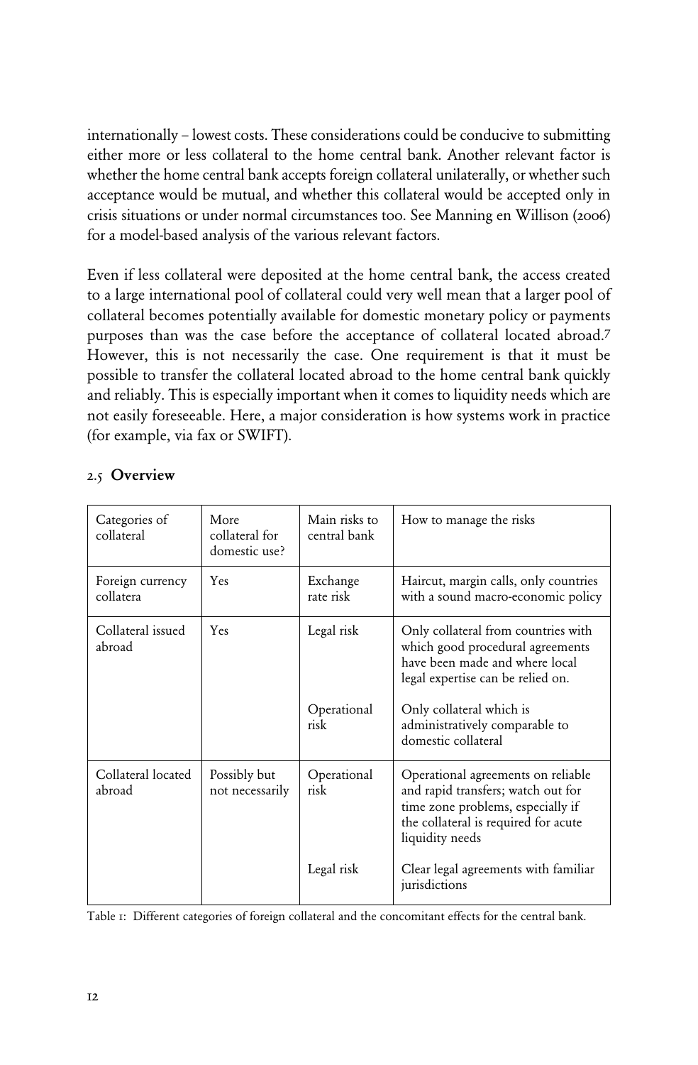internationally – lowest costs. These considerations could be conducive to submitting either more or less collateral to the home central bank. Another relevant factor is whether the home central bank accepts foreign collateral unilaterally, or whether such acceptance would be mutual, and whether this collateral would be accepted only in crisis situations or under normal circumstances too. See Manning en Willison (2006) for a model-based analysis of the various relevant factors.

Even if less collateral were deposited at the home central bank, the access created to a large international pool of collateral could very well mean that a larger pool of collateral becomes potentially available for domestic monetary policy or payments purposes than was the case before the acceptance of collateral located abroad.[7] However, this is not necessarily the case. One requirement is that it must be possible to transfer the collateral located abroad to the home central bank quickly and reliably. This is especially important when it comes to liquidity needs which are not easily foreseeable. Here, a major consideration is how systems work in practice (for example, via fax or SWIFT).

## 2.5 **Overview**

| Categories of collateral | More collateral for domestic use? | Main risks to central bank | How to manage the risks |
|---|---|---|---|
| Foreign currency collatera | Yes | Exchange rate risk | Haircut, margin calls, only countries with a sound macro-economic policy |
| Collateral issued abroad | Yes | Legal risk | Only collateral from countries with which good procedural agreements have been made and where local legal expertise can be relied on. |
| | | Operational risk | Only collateral which is administratively comparable to domestic collateral |
| Collateral located abroad | Possibly but not necessarily | Operational risk | Operational agreements on reliable and rapid transfers; watch out for time zone problems, especially if the collateral is required for acute liquidity needs |
| | | Legal risk | Clear legal agreements with familiar jurisdictions |

Table 1: Different categories of foreign collateral and the concomitant effects for the central bank.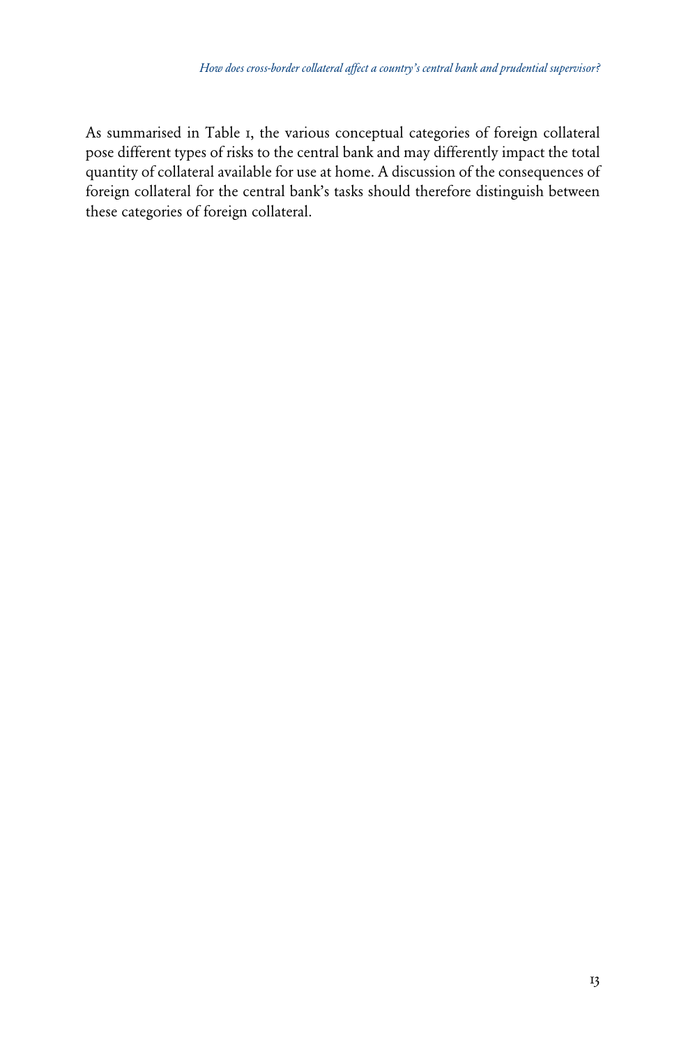As summarised in Table 1, the various conceptual categories of foreign collateral pose different types of risks to the central bank and may differently impact the total quantity of collateral available for use at home. A discussion of the consequences of foreign collateral for the central bank's tasks should therefore distinguish between these categories of foreign collateral.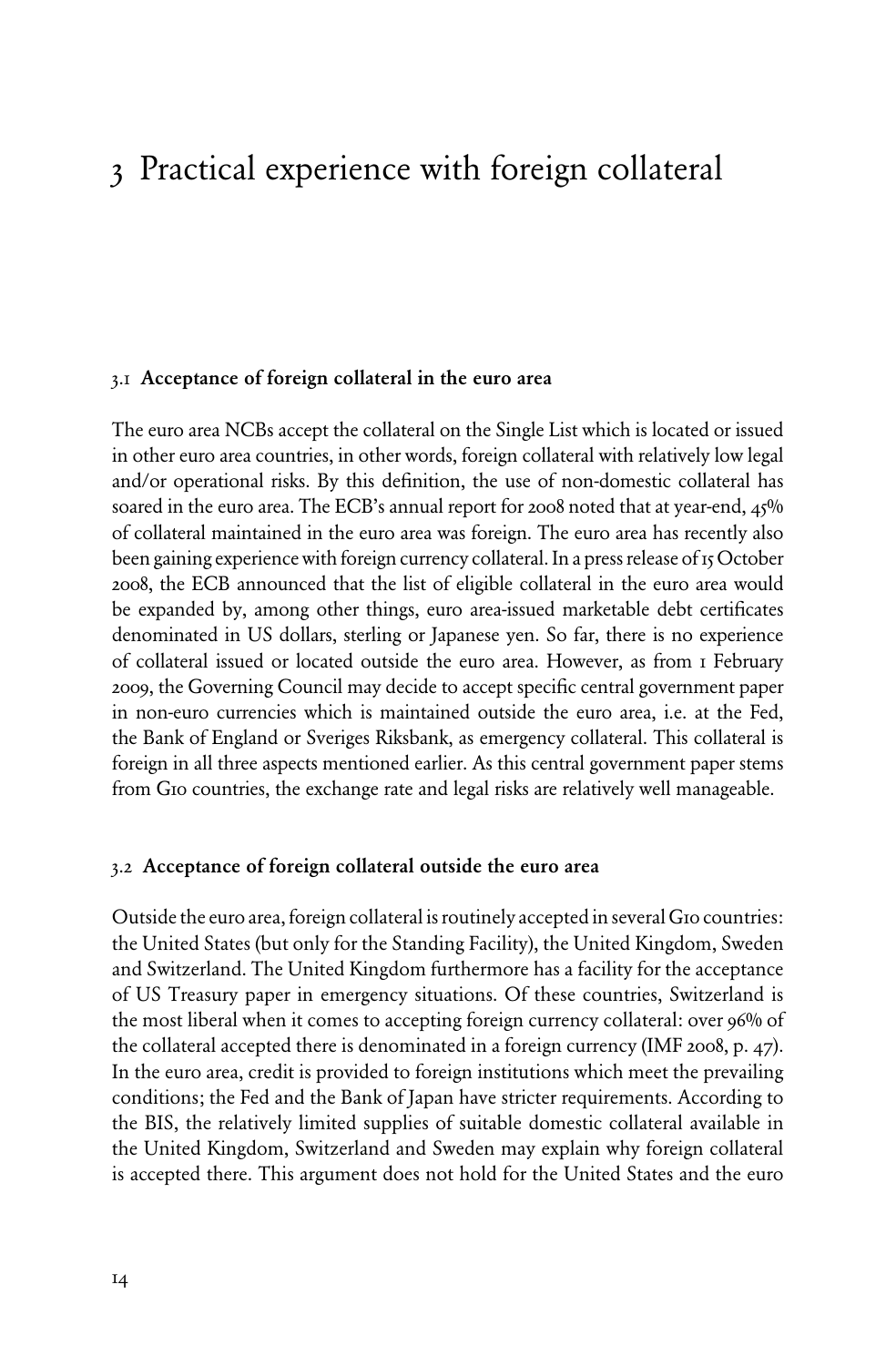# 3 Practical experience with foreign collateral

## 3.1 Acceptance of foreign collateral in the euro area

The euro area NCBs accept the collateral on the Single List which is located or issued in other euro area countries, in other words, foreign collateral with relatively low legal and/or operational risks. By this definition, the use of non-domestic collateral has soared in the euro area. The ECB's annual report for 2008 noted that at year-end, 45% of collateral maintained in the euro area was foreign. The euro area has recently also been gaining experience with foreign currency collateral. In a press release of 15 October 2008, the ECB announced that the list of eligible collateral in the euro area would be expanded by, among other things, euro area-issued marketable debt certificates denominated in US dollars, sterling or Japanese yen. So far, there is no experience of collateral issued or located outside the euro area. However, as from 1 February 2009, the Governing Council may decide to accept specific central government paper in non-euro currencies which is maintained outside the euro area, i.e. at the Fed, the Bank of England or Sveriges Riksbank, as emergency collateral. This collateral is foreign in all three aspects mentioned earlier. As this central government paper stems from G10 countries, the exchange rate and legal risks are relatively well manageable.

## 3.2 Acceptance of foreign collateral outside the euro area

Outside the euro area, foreign collateral is routinely accepted in several G10 countries: the United States (but only for the Standing Facility), the United Kingdom, Sweden and Switzerland. The United Kingdom furthermore has a facility for the acceptance of US Treasury paper in emergency situations. Of these countries, Switzerland is the most liberal when it comes to accepting foreign currency collateral: over 96% of the collateral accepted there is denominated in a foreign currency (IMF 2008, p. 47). In the euro area, credit is provided to foreign institutions which meet the prevailing conditions; the Fed and the Bank of Japan have stricter requirements. According to the BIS, the relatively limited supplies of suitable domestic collateral available in the United Kingdom, Switzerland and Sweden may explain why foreign collateral is accepted there. This argument does not hold for the United States and the euro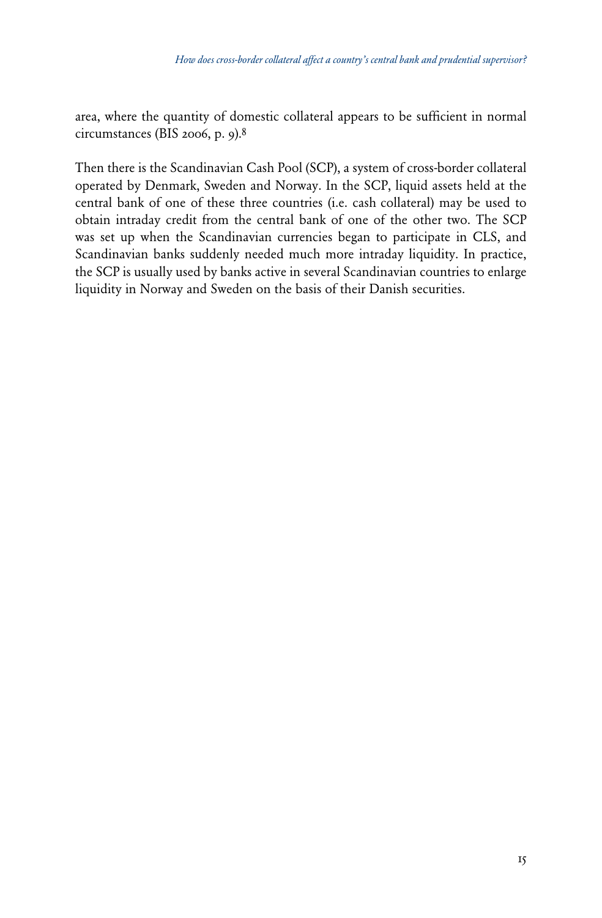area, where the quantity of domestic collateral appears to be sufficient in normal circumstances (BIS 2006, p. 9).[8]

Then there is the Scandinavian Cash Pool (SCP), a system of cross-border collateral operated by Denmark, Sweden and Norway. In the SCP, liquid assets held at the central bank of one of these three countries (i.e. cash collateral) may be used to obtain intraday credit from the central bank of one of the other two. The SCP was set up when the Scandinavian currencies began to participate in CLS, and Scandinavian banks suddenly needed much more intraday liquidity. In practice, the SCP is usually used by banks active in several Scandinavian countries to enlarge liquidity in Norway and Sweden on the basis of their Danish securities.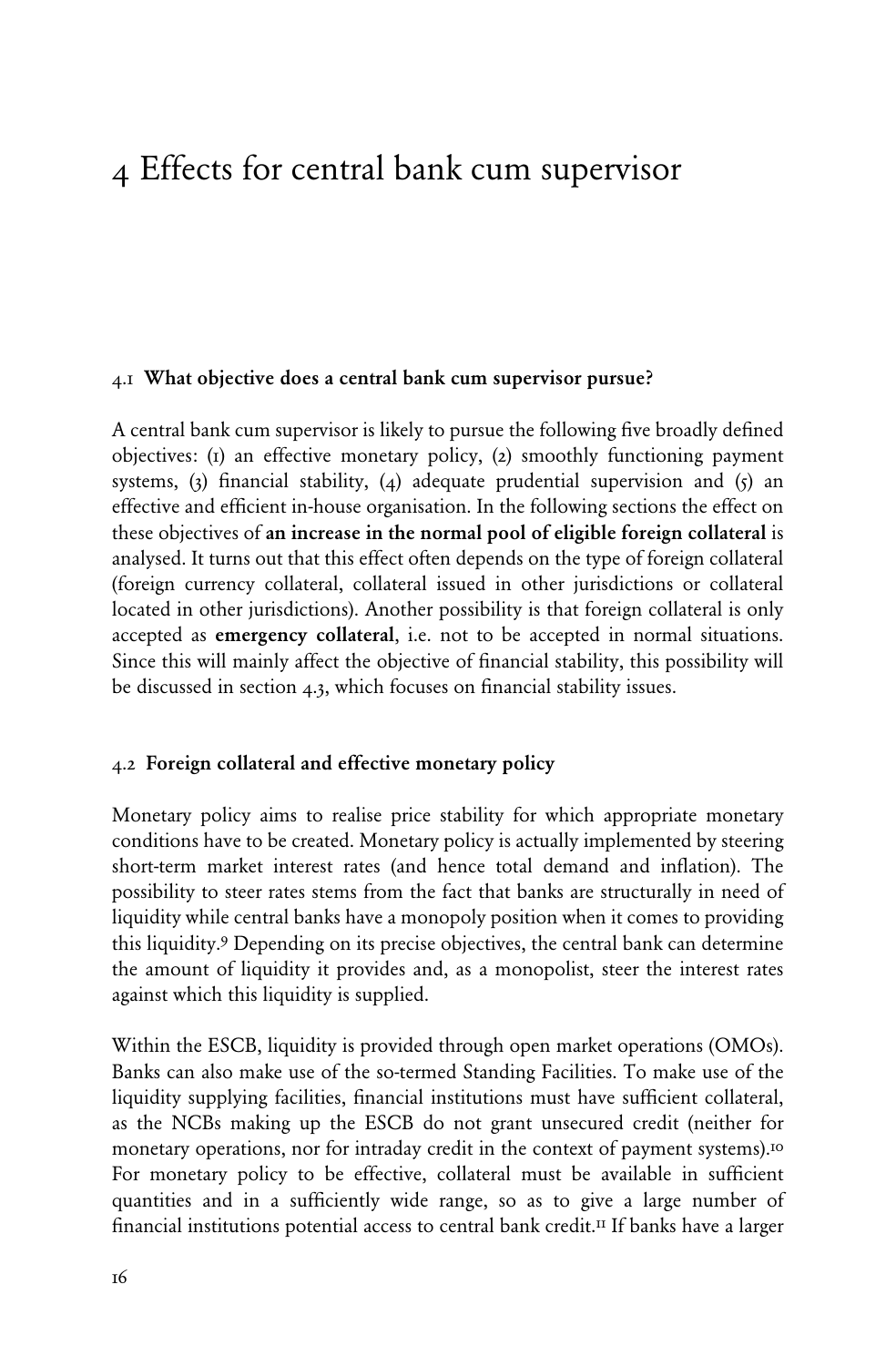# 4 Effects for central bank cum supervisor

## 4.1 **What objective does a central bank cum supervisor pursue?**

A central bank cum supervisor is likely to pursue the following five broadly defined objectives: (1) an effective monetary policy, (2) smoothly functioning payment systems, (3) financial stability, (4) adequate prudential supervision and (5) an effective and efficient in-house organisation. In the following sections the effect on these objectives of **an increase in the normal pool of eligible foreign collateral** is analysed. It turns out that this effect often depends on the type of foreign collateral (foreign currency collateral, collateral issued in other jurisdictions or collateral located in other jurisdictions). Another possibility is that foreign collateral is only accepted as **emergency collateral**, i.e. not to be accepted in normal situations. Since this will mainly affect the objective of financial stability, this possibility will be discussed in section 4.3, which focuses on financial stability issues.

## 4.2 **Foreign collateral and effective monetary policy**

Monetary policy aims to realise price stability for which appropriate monetary conditions have to be created. Monetary policy is actually implemented by steering short-term market interest rates (and hence total demand and inflation). The possibility to steer rates stems from the fact that banks are structurally in need of liquidity while central banks have a monopoly position when it comes to providing this liquidity.[9] Depending on its precise objectives, the central bank can determine the amount of liquidity it provides and, as a monopolist, steer the interest rates against which this liquidity is supplied.

Within the ESCB, liquidity is provided through open market operations (OMOs). Banks can also make use of the so-termed Standing Facilities. To make use of the liquidity supplying facilities, financial institutions must have sufficient collateral, as the NCBs making up the ESCB do not grant unsecured credit (neither for monetary operations, nor for intraday credit in the context of payment systems).[10] For monetary policy to be effective, collateral must be available in sufficient quantities and in a sufficiently wide range, so as to give a large number of financial institutions potential access to central bank credit.[11] If banks have a larger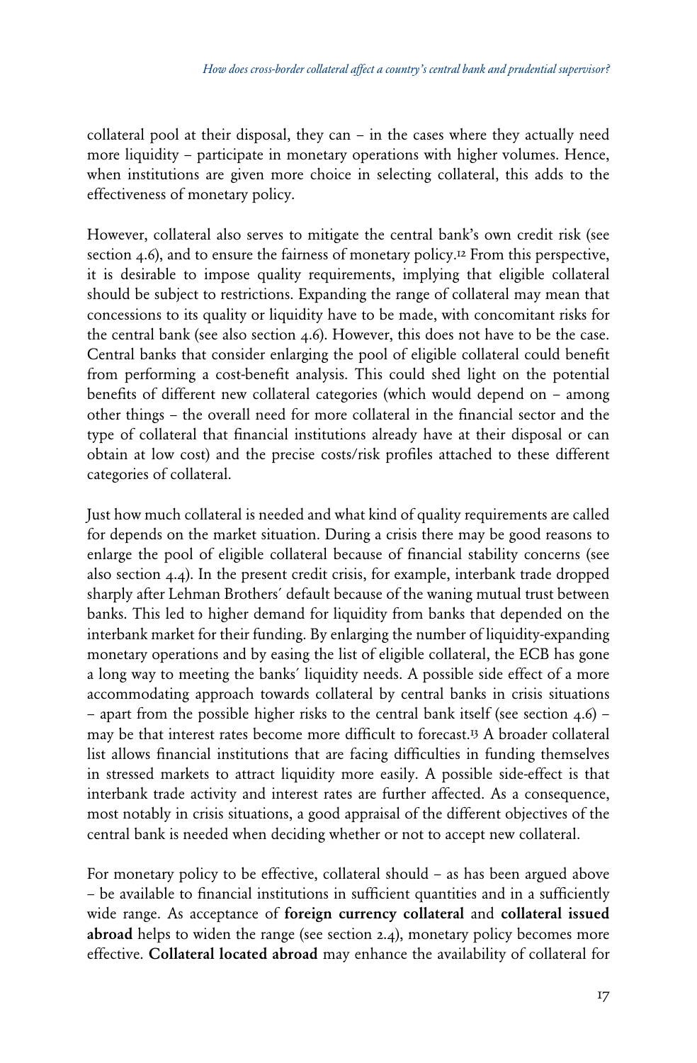collateral pool at their disposal, they can – in the cases where they actually need more liquidity – participate in monetary operations with higher volumes. Hence, when institutions are given more choice in selecting collateral, this adds to the effectiveness of monetary policy.

However, collateral also serves to mitigate the central bank's own credit risk (see section 4.6), and to ensure the fairness of monetary policy.[12] From this perspective, it is desirable to impose quality requirements, implying that eligible collateral should be subject to restrictions. Expanding the range of collateral may mean that concessions to its quality or liquidity have to be made, with concomitant risks for the central bank (see also section 4.6). However, this does not have to be the case. Central banks that consider enlarging the pool of eligible collateral could benefit from performing a cost-benefit analysis. This could shed light on the potential benefits of different new collateral categories (which would depend on – among other things – the overall need for more collateral in the financial sector and the type of collateral that financial institutions already have at their disposal or can obtain at low cost) and the precise costs/risk profiles attached to these different categories of collateral.

Just how much collateral is needed and what kind of quality requirements are called for depends on the market situation. During a crisis there may be good reasons to enlarge the pool of eligible collateral because of financial stability concerns (see also section 4.4). In the present credit crisis, for example, interbank trade dropped sharply after Lehman Brothers′ default because of the waning mutual trust between banks. This led to higher demand for liquidity from banks that depended on the interbank market for their funding. By enlarging the number of liquidity-expanding monetary operations and by easing the list of eligible collateral, the ECB has gone a long way to meeting the banks′ liquidity needs. A possible side effect of a more accommodating approach towards collateral by central banks in crisis situations – apart from the possible higher risks to the central bank itself (see section 4.6) – may be that interest rates become more difficult to forecast.[13] A broader collateral list allows financial institutions that are facing difficulties in funding themselves in stressed markets to attract liquidity more easily. A possible side-effect is that interbank trade activity and interest rates are further affected. As a consequence, most notably in crisis situations, a good appraisal of the different objectives of the central bank is needed when deciding whether or not to accept new collateral.

For monetary policy to be effective, collateral should – as has been argued above – be available to financial institutions in sufficient quantities and in a sufficiently wide range. As acceptance of **foreign currency collateral** and **collateral issued abroad** helps to widen the range (see section 2.4), monetary policy becomes more effective. **Collateral located abroad** may enhance the availability of collateral for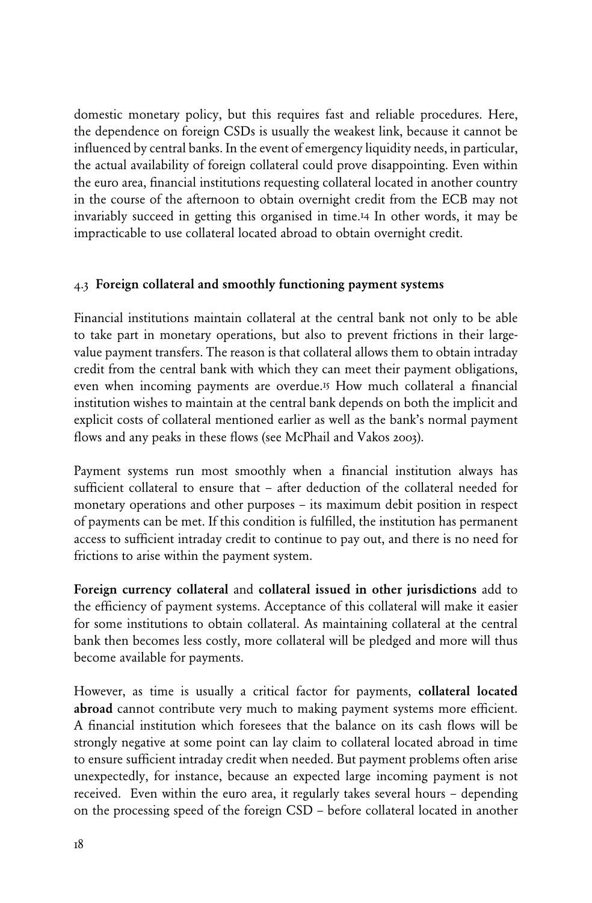domestic monetary policy, but this requires fast and reliable procedures. Here, the dependence on foreign CSDs is usually the weakest link, because it cannot be influenced by central banks. In the event of emergency liquidity needs, in particular, the actual availability of foreign collateral could prove disappointing. Even within the euro area, financial institutions requesting collateral located in another country in the course of the afternoon to obtain overnight credit from the ECB may not invariably succeed in getting this organised in time.[14] In other words, it may be impracticable to use collateral located abroad to obtain overnight credit.

### 4.3 Foreign collateral and smoothly functioning payment systems

Financial institutions maintain collateral at the central bank not only to be able to take part in monetary operations, but also to prevent frictions in their large-value payment transfers. The reason is that collateral allows them to obtain intraday credit from the central bank with which they can meet their payment obligations, even when incoming payments are overdue.[15] How much collateral a financial institution wishes to maintain at the central bank depends on both the implicit and explicit costs of collateral mentioned earlier as well as the bank's normal payment flows and any peaks in these flows (see McPhail and Vakos 2003).

Payment systems run most smoothly when a financial institution always has sufficient collateral to ensure that – after deduction of the collateral needed for monetary operations and other purposes – its maximum debit position in respect of payments can be met. If this condition is fulfilled, the institution has permanent access to sufficient intraday credit to continue to pay out, and there is no need for frictions to arise within the payment system.

**Foreign currency collateral** and **collateral issued in other jurisdictions** add to the efficiency of payment systems. Acceptance of this collateral will make it easier for some institutions to obtain collateral. As maintaining collateral at the central bank then becomes less costly, more collateral will be pledged and more will thus become available for payments.

However, as time is usually a critical factor for payments, **collateral located abroad** cannot contribute very much to making payment systems more efficient. A financial institution which foresees that the balance on its cash flows will be strongly negative at some point can lay claim to collateral located abroad in time to ensure sufficient intraday credit when needed. But payment problems often arise unexpectedly, for instance, because an expected large incoming payment is not received. Even within the euro area, it regularly takes several hours – depending on the processing speed of the foreign CSD – before collateral located in another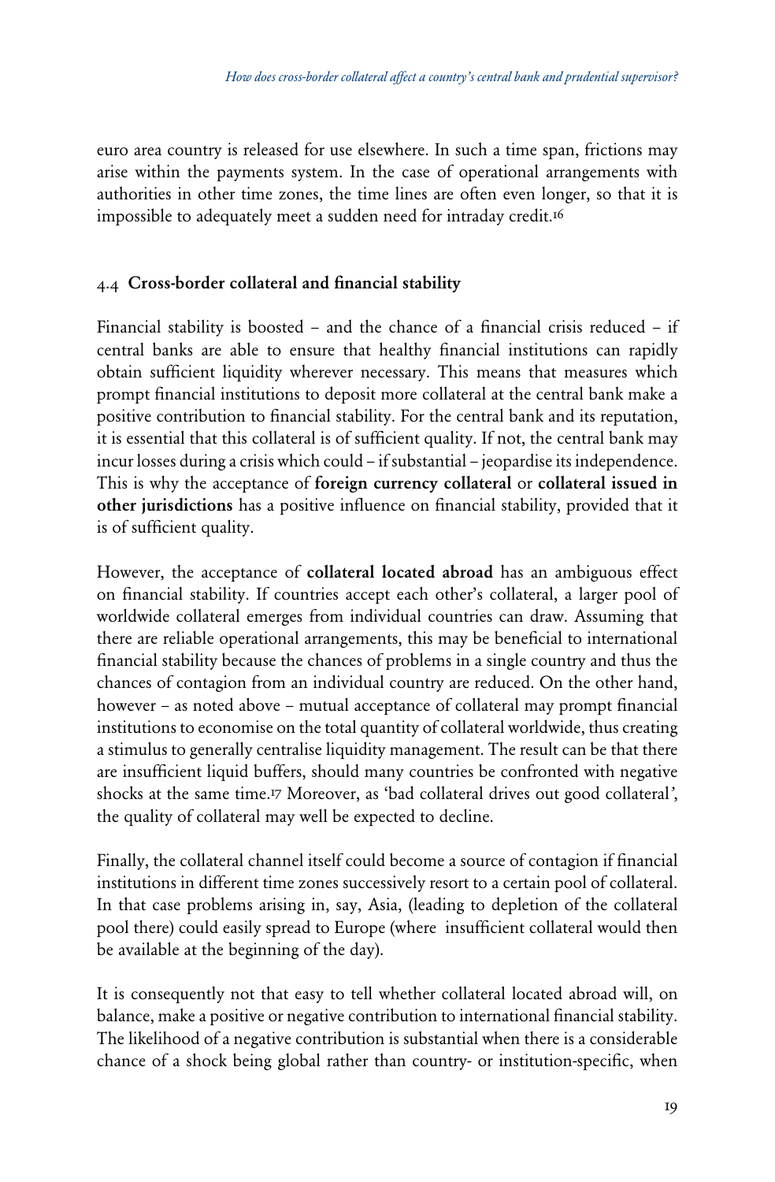euro area country is released for use elsewhere. In such a time span, frictions may arise within the payments system. In the case of operational arrangements with authorities in other time zones, the time lines are often even longer, so that it is impossible to adequately meet a sudden need for intraday credit.[16]

## 4.4 Cross-border collateral and financial stability

Financial stability is boosted – and the chance of a financial crisis reduced – if central banks are able to ensure that healthy financial institutions can rapidly obtain sufficient liquidity wherever necessary. This means that measures which prompt financial institutions to deposit more collateral at the central bank make a positive contribution to financial stability. For the central bank and its reputation, it is essential that this collateral is of sufficient quality. If not, the central bank may incur losses during a crisis which could – if substantial – jeopardise its independence. This is why the acceptance of **foreign currency collateral** or **collateral issued in other jurisdictions** has a positive influence on financial stability, provided that it is of sufficient quality.

However, the acceptance of **collateral located abroad** has an ambiguous effect on financial stability. If countries accept each other's collateral, a larger pool of worldwide collateral emerges from individual countries can draw. Assuming that there are reliable operational arrangements, this may be beneficial to international financial stability because the chances of problems in a single country and thus the chances of contagion from an individual country are reduced. On the other hand, however – as noted above – mutual acceptance of collateral may prompt financial institutions to economise on the total quantity of collateral worldwide, thus creating a stimulus to generally centralise liquidity management. The result can be that there are insufficient liquid buffers, should many countries be confronted with negative shocks at the same time.[17] Moreover, as 'bad collateral drives out good collateral', the quality of collateral may well be expected to decline.

Finally, the collateral channel itself could become a source of contagion if financial institutions in different time zones successively resort to a certain pool of collateral. In that case problems arising in, say, Asia, (leading to depletion of the collateral pool there) could easily spread to Europe (where insufficient collateral would then be available at the beginning of the day).

It is consequently not that easy to tell whether collateral located abroad will, on balance, make a positive or negative contribution to international financial stability. The likelihood of a negative contribution is substantial when there is a considerable chance of a shock being global rather than country- or institution-specific, when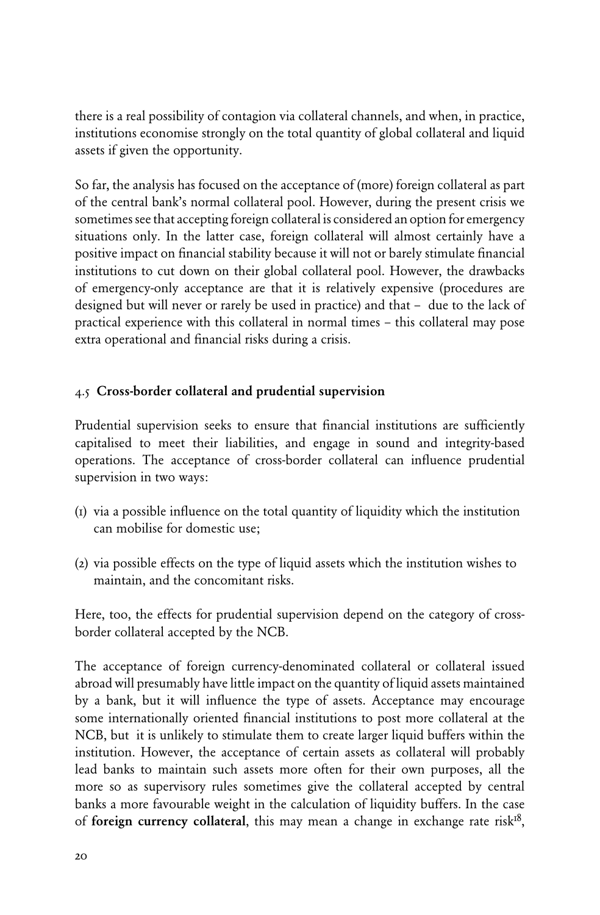there is a real possibility of contagion via collateral channels, and when, in practice, institutions economise strongly on the total quantity of global collateral and liquid assets if given the opportunity.

So far, the analysis has focused on the acceptance of (more) foreign collateral as part of the central bank's normal collateral pool. However, during the present crisis we sometimes see that accepting foreign collateral is considered an option for emergency situations only. In the latter case, foreign collateral will almost certainly have a positive impact on financial stability because it will not or barely stimulate financial institutions to cut down on their global collateral pool. However, the drawbacks of emergency-only acceptance are that it is relatively expensive (procedures are designed but will never or rarely be used in practice) and that – due to the lack of practical experience with this collateral in normal times – this collateral may pose extra operational and financial risks during a crisis.

## 4.5 Cross-border collateral and prudential supervision

Prudential supervision seeks to ensure that financial institutions are sufficiently capitalised to meet their liabilities, and engage in sound and integrity-based operations. The acceptance of cross-border collateral can influence prudential supervision in two ways:

(1) via a possible influence on the total quantity of liquidity which the institution can mobilise for domestic use;

(2) via possible effects on the type of liquid assets which the institution wishes to maintain, and the concomitant risks.

Here, too, the effects for prudential supervision depend on the category of cross-border collateral accepted by the NCB.

The acceptance of foreign currency-denominated collateral or collateral issued abroad will presumably have little impact on the quantity of liquid assets maintained by a bank, but it will influence the type of assets. Acceptance may encourage some internationally oriented financial institutions to post more collateral at the NCB, but it is unlikely to stimulate them to create larger liquid buffers within the institution. However, the acceptance of certain assets as collateral will probably lead banks to maintain such assets more often for their own purposes, all the more so as supervisory rules sometimes give the collateral accepted by central banks a more favourable weight in the calculation of liquidity buffers. In the case of **foreign currency collateral**, this may mean a change in exchange rate risk[18],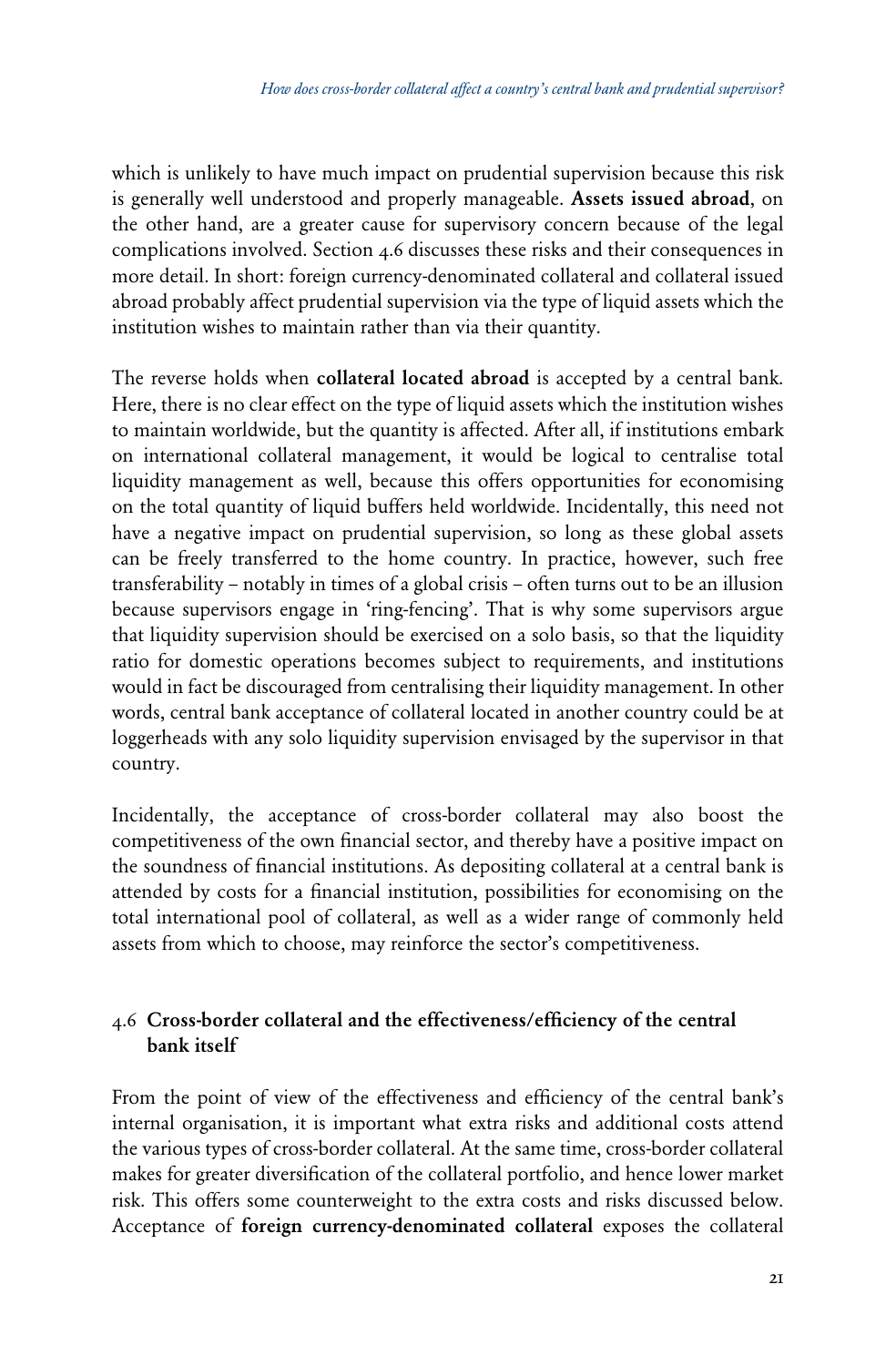which is unlikely to have much impact on prudential supervision because this risk is generally well understood and properly manageable. **Assets issued abroad**, on the other hand, are a greater cause for supervisory concern because of the legal complications involved. Section 4.6 discusses these risks and their consequences in more detail. In short: foreign currency-denominated collateral and collateral issued abroad probably affect prudential supervision via the type of liquid assets which the institution wishes to maintain rather than via their quantity.

The reverse holds when **collateral located abroad** is accepted by a central bank. Here, there is no clear effect on the type of liquid assets which the institution wishes to maintain worldwide, but the quantity is affected. After all, if institutions embark on international collateral management, it would be logical to centralise total liquidity management as well, because this offers opportunities for economising on the total quantity of liquid buffers held worldwide. Incidentally, this need not have a negative impact on prudential supervision, so long as these global assets can be freely transferred to the home country. In practice, however, such free transferability – notably in times of a global crisis – often turns out to be an illusion because supervisors engage in 'ring-fencing'. That is why some supervisors argue that liquidity supervision should be exercised on a solo basis, so that the liquidity ratio for domestic operations becomes subject to requirements, and institutions would in fact be discouraged from centralising their liquidity management. In other words, central bank acceptance of collateral located in another country could be at loggerheads with any solo liquidity supervision envisaged by the supervisor in that country.

Incidentally, the acceptance of cross-border collateral may also boost the competitiveness of the own financial sector, and thereby have a positive impact on the soundness of financial institutions. As depositing collateral at a central bank is attended by costs for a financial institution, possibilities for economising on the total international pool of collateral, as well as a wider range of commonly held assets from which to choose, may reinforce the sector's competitiveness.

## 4.6 Cross-border collateral and the effectiveness/efficiency of the central bank itself

From the point of view of the effectiveness and efficiency of the central bank's internal organisation, it is important what extra risks and additional costs attend the various types of cross-border collateral. At the same time, cross-border collateral makes for greater diversification of the collateral portfolio, and hence lower market risk. This offers some counterweight to the extra costs and risks discussed below. Acceptance of **foreign currency-denominated collateral** exposes the collateral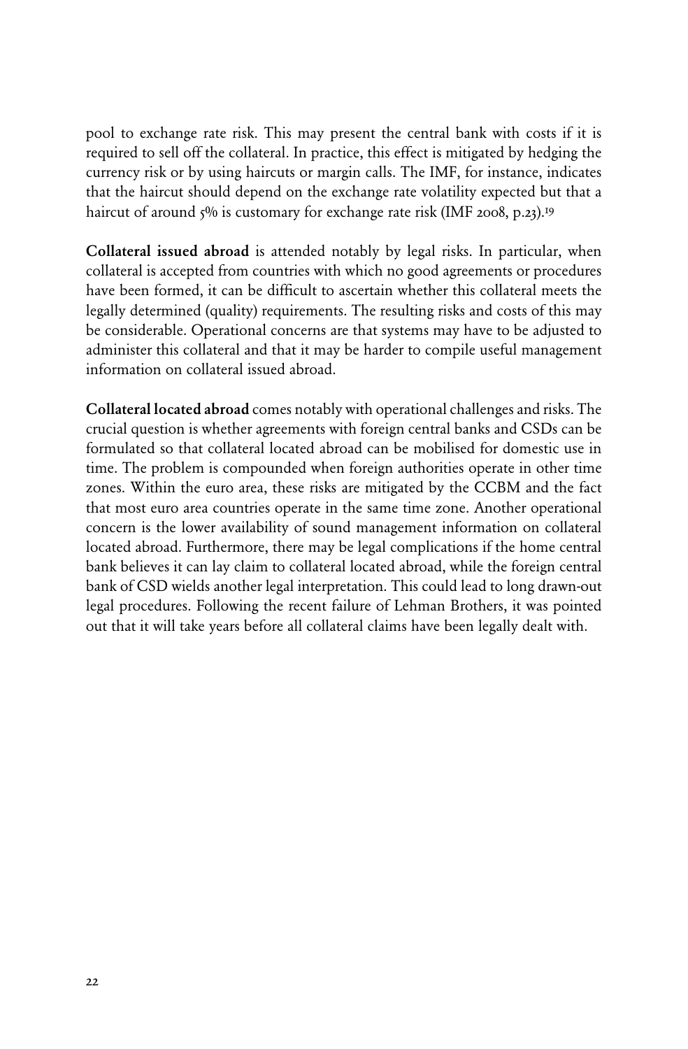pool to exchange rate risk. This may present the central bank with costs if it is required to sell off the collateral. In practice, this effect is mitigated by hedging the currency risk or by using haircuts or margin calls. The IMF, for instance, indicates that the haircut should depend on the exchange rate volatility expected but that a haircut of around 5% is customary for exchange rate risk (IMF 2008, p.23).[19]

**Collateral issued abroad** is attended notably by legal risks. In particular, when collateral is accepted from countries with which no good agreements or procedures have been formed, it can be difficult to ascertain whether this collateral meets the legally determined (quality) requirements. The resulting risks and costs of this may be considerable. Operational concerns are that systems may have to be adjusted to administer this collateral and that it may be harder to compile useful management information on collateral issued abroad.

**Collateral located abroad** comes notably with operational challenges and risks. The crucial question is whether agreements with foreign central banks and CSDs can be formulated so that collateral located abroad can be mobilised for domestic use in time. The problem is compounded when foreign authorities operate in other time zones. Within the euro area, these risks are mitigated by the CCBM and the fact that most euro area countries operate in the same time zone. Another operational concern is the lower availability of sound management information on collateral located abroad. Furthermore, there may be legal complications if the home central bank believes it can lay claim to collateral located abroad, while the foreign central bank of CSD wields another legal interpretation. This could lead to long drawn-out legal procedures. Following the recent failure of Lehman Brothers, it was pointed out that it will take years before all collateral claims have been legally dealt with.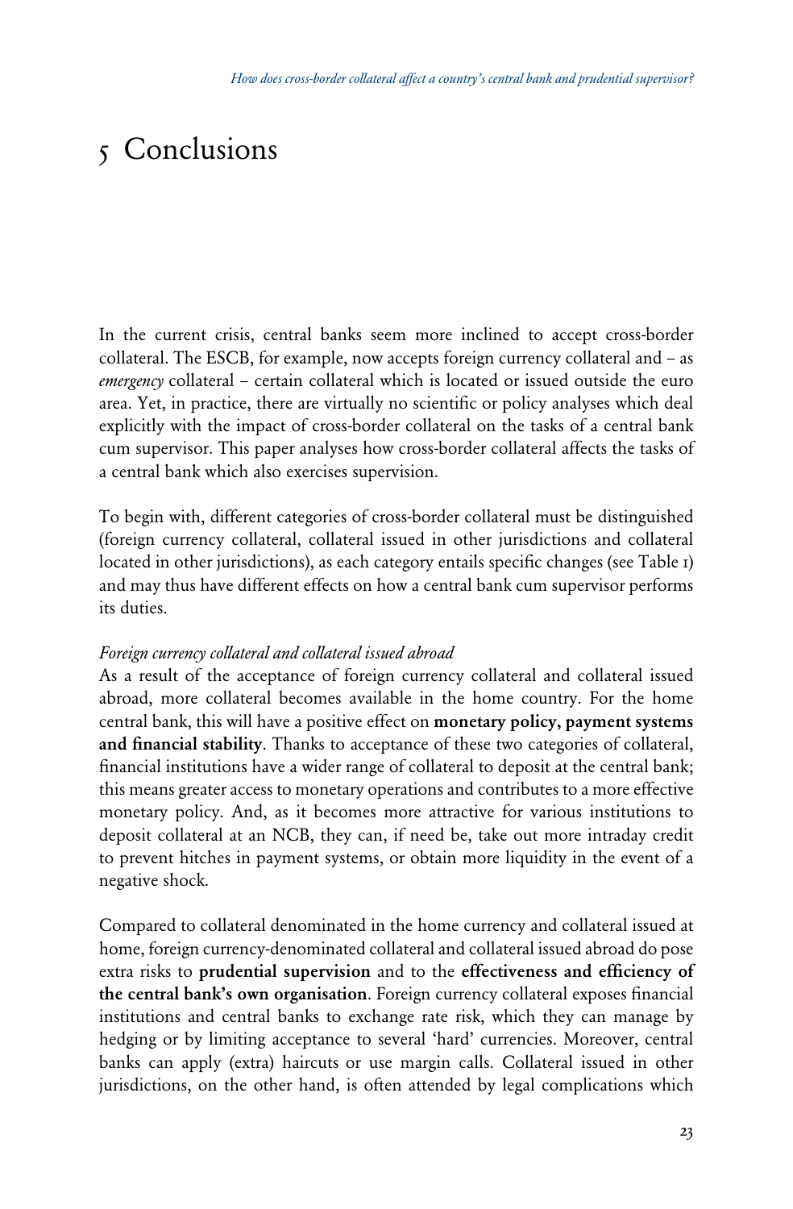# 5 Conclusions

In the current crisis, central banks seem more inclined to accept cross-border collateral. The ESCB, for example, now accepts foreign currency collateral and – as *emergency* collateral – certain collateral which is located or issued outside the euro area. Yet, in practice, there are virtually no scientific or policy analyses which deal explicitly with the impact of cross-border collateral on the tasks of a central bank cum supervisor. This paper analyses how cross-border collateral affects the tasks of a central bank which also exercises supervision.

To begin with, different categories of cross-border collateral must be distinguished (foreign currency collateral, collateral issued in other jurisdictions and collateral located in other jurisdictions), as each category entails specific changes (see Table 1) and may thus have different effects on how a central bank cum supervisor performs its duties.

*Foreign currency collateral and collateral issued abroad*

As a result of the acceptance of foreign currency collateral and collateral issued abroad, more collateral becomes available in the home country. For the home central bank, this will have a positive effect on **monetary policy, payment systems and financial stability**. Thanks to acceptance of these two categories of collateral, financial institutions have a wider range of collateral to deposit at the central bank; this means greater access to monetary operations and contributes to a more effective monetary policy. And, as it becomes more attractive for various institutions to deposit collateral at an NCB, they can, if need be, take out more intraday credit to prevent hitches in payment systems, or obtain more liquidity in the event of a negative shock.

Compared to collateral denominated in the home currency and collateral issued at home, foreign currency-denominated collateral and collateral issued abroad do pose extra risks to **prudential supervision** and to the **effectiveness and efficiency of the central bank's own organisation**. Foreign currency collateral exposes financial institutions and central banks to exchange rate risk, which they can manage by hedging or by limiting acceptance to several 'hard' currencies. Moreover, central banks can apply (extra) haircuts or use margin calls. Collateral issued in other jurisdictions, on the other hand, is often attended by legal complications which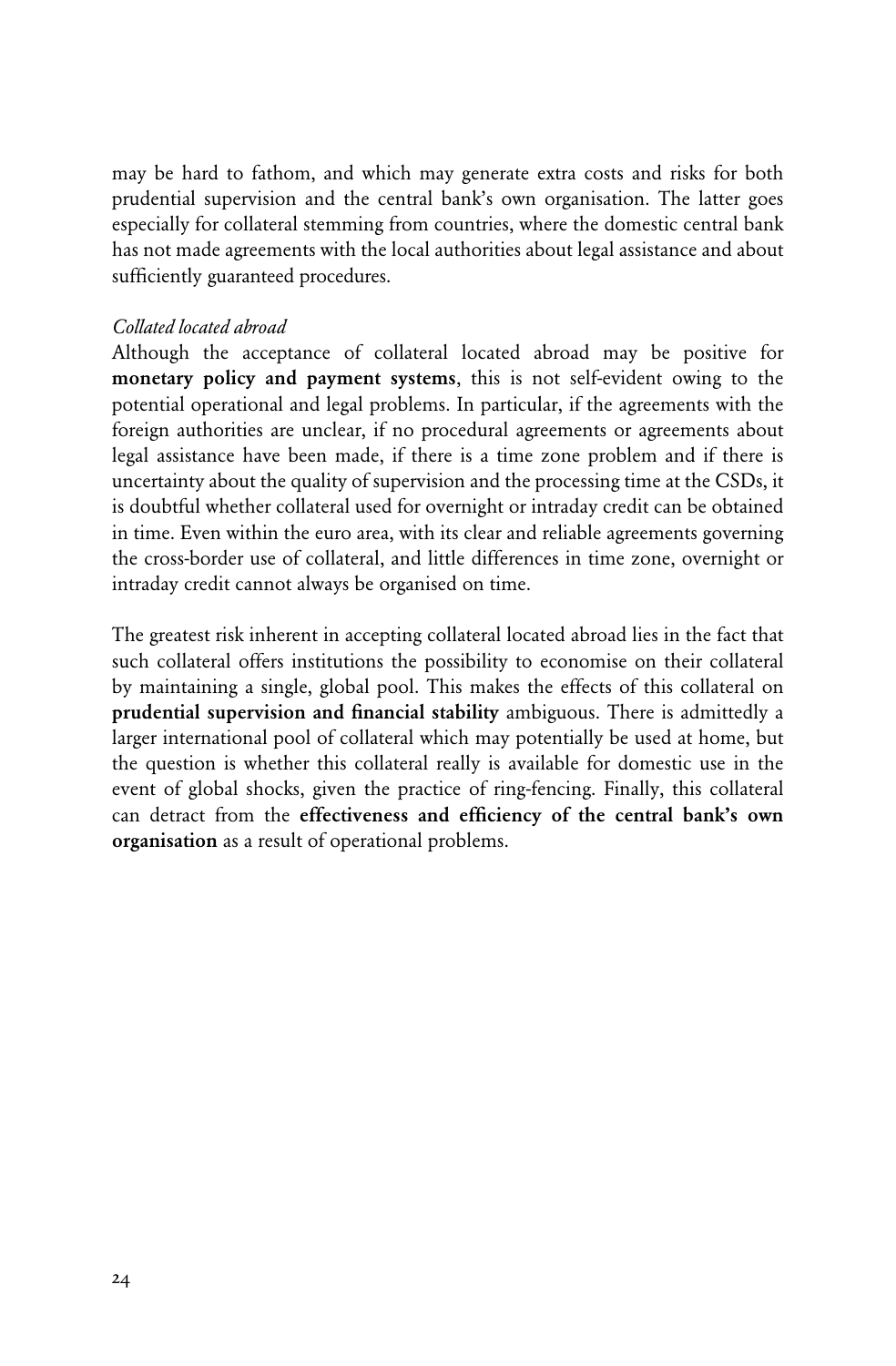may be hard to fathom, and which may generate extra costs and risks for both prudential supervision and the central bank's own organisation. The latter goes especially for collateral stemming from countries, where the domestic central bank has not made agreements with the local authorities about legal assistance and about sufficiently guaranteed procedures.

*Collated located abroad*

Although the acceptance of collateral located abroad may be positive for **monetary policy and payment systems**, this is not self-evident owing to the potential operational and legal problems. In particular, if the agreements with the foreign authorities are unclear, if no procedural agreements or agreements about legal assistance have been made, if there is a time zone problem and if there is uncertainty about the quality of supervision and the processing time at the CSDs, it is doubtful whether collateral used for overnight or intraday credit can be obtained in time. Even within the euro area, with its clear and reliable agreements governing the cross-border use of collateral, and little differences in time zone, overnight or intraday credit cannot always be organised on time.

The greatest risk inherent in accepting collateral located abroad lies in the fact that such collateral offers institutions the possibility to economise on their collateral by maintaining a single, global pool. This makes the effects of this collateral on **prudential supervision and financial stability** ambiguous. There is admittedly a larger international pool of collateral which may potentially be used at home, but the question is whether this collateral really is available for domestic use in the event of global shocks, given the practice of ring-fencing. Finally, this collateral can detract from the **effectiveness and efficiency of the central bank's own organisation** as a result of operational problems.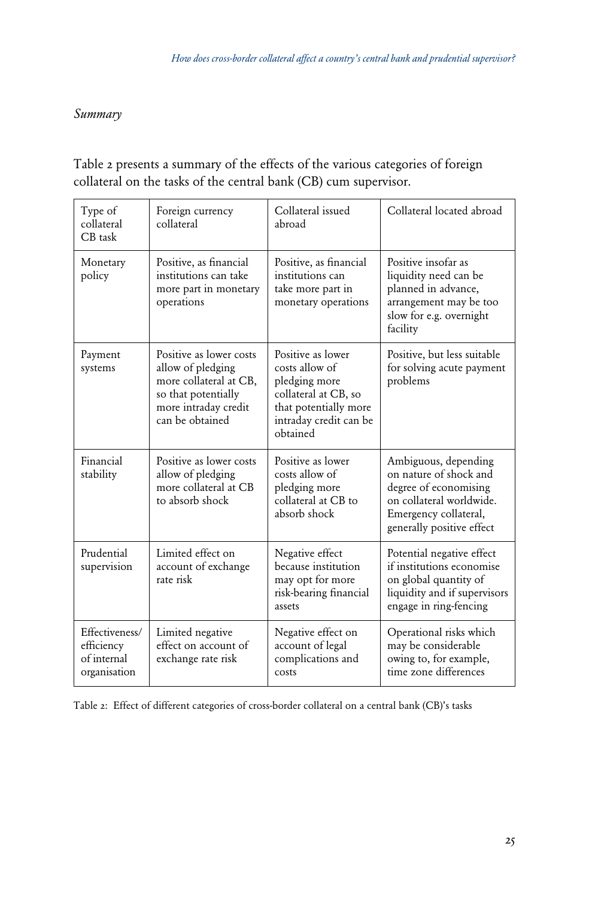*Summary*

Table 2 presents a summary of the effects of the various categories of foreign collateral on the tasks of the central bank (CB) cum supervisor.

| Type of collateral CB task | Foreign currency collateral | Collateral issued abroad | Collateral located abroad |
|---|---|---|---|
| Monetary policy | Positive, as financial institutions can take more part in monetary operations | Positive, as financial institutions can take more part in monetary operations | Positive insofar as liquidity need can be planned in advance, arrangement may be too slow for e.g. overnight facility |
| Payment systems | Positive as lower costs allow of pledging more collateral at CB, so that potentially more intraday credit can be obtained | Positive as lower costs allow of pledging more collateral at CB, so that potentially more intraday credit can be obtained | Positive, but less suitable for solving acute payment problems |
| Financial stability | Positive as lower costs allow of pledging more collateral at CB to absorb shock | Positive as lower costs allow of pledging more collateral at CB to absorb shock | Ambiguous, depending on nature of shock and degree of economising on collateral worldwide. Emergency collateral, generally positive effect |
| Prudential supervision | Limited effect on account of exchange rate risk | Negative effect because institution may opt for more risk-bearing financial assets | Potential negative effect if institutions economise on global quantity of liquidity and if supervisors engage in ring-fencing |
| Effectiveness/ efficiency of internal organisation | Limited negative effect on account of exchange rate risk | Negative effect on account of legal complications and costs | Operational risks which may be considerable owing to, for example, time zone differences |

Table 2: Effect of different categories of cross-border collateral on a central bank (CB)'s tasks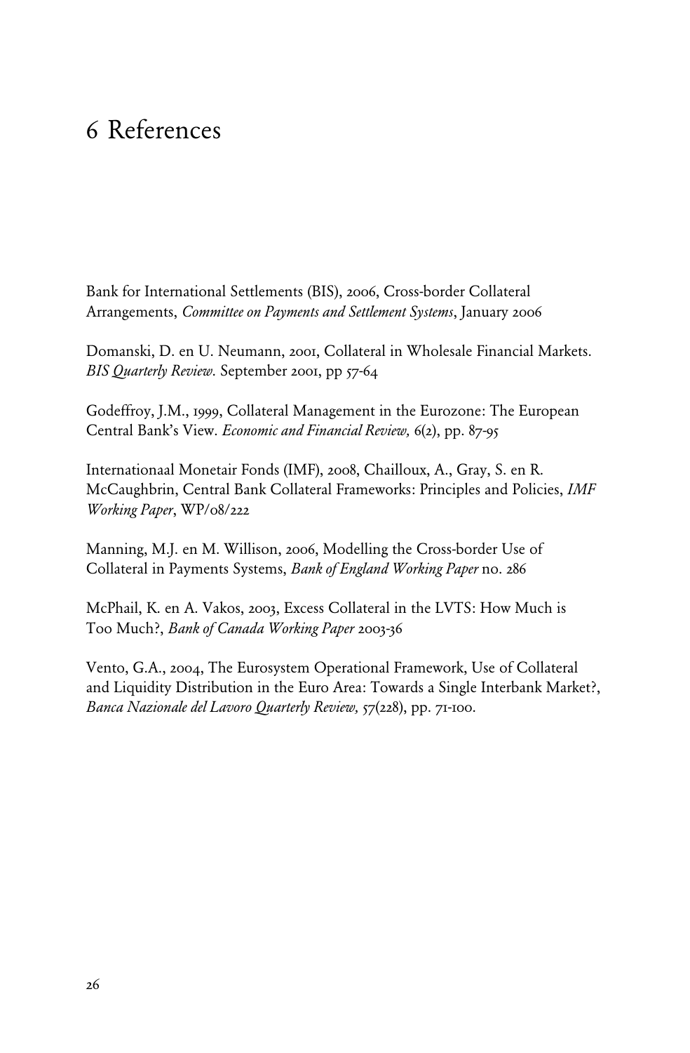# 6 References

Bank for International Settlements (BIS), 2006, Cross-border Collateral Arrangements, *Committee on Payments and Settlement Systems*, January 2006

Domanski, D. en U. Neumann, 2001, Collateral in Wholesale Financial Markets. *BIS Quarterly Review.* September 2001, pp 57-64

Godeffroy, J.M., 1999, Collateral Management in the Eurozone: The European Central Bank's View. *Economic and Financial Review,* 6(2), pp. 87-95

Internationaal Monetair Fonds (IMF), 2008, Chailloux, A., Gray, S. en R. McCaughbrin, Central Bank Collateral Frameworks: Principles and Policies, *IMF Working Paper*, WP/08/222

Manning, M.J. en M. Willison, 2006, Modelling the Cross-border Use of Collateral in Payments Systems, *Bank of England Working Paper* no. 286

McPhail, K. en A. Vakos, 2003, Excess Collateral in the LVTS: How Much is Too Much?, *Bank of Canada Working Paper* 2003-36

Vento, G.A., 2004, The Eurosystem Operational Framework, Use of Collateral and Liquidity Distribution in the Euro Area: Towards a Single Interbank Market?, *Banca Nazionale del Lavoro Quarterly Review,* 57(228), pp. 71-100.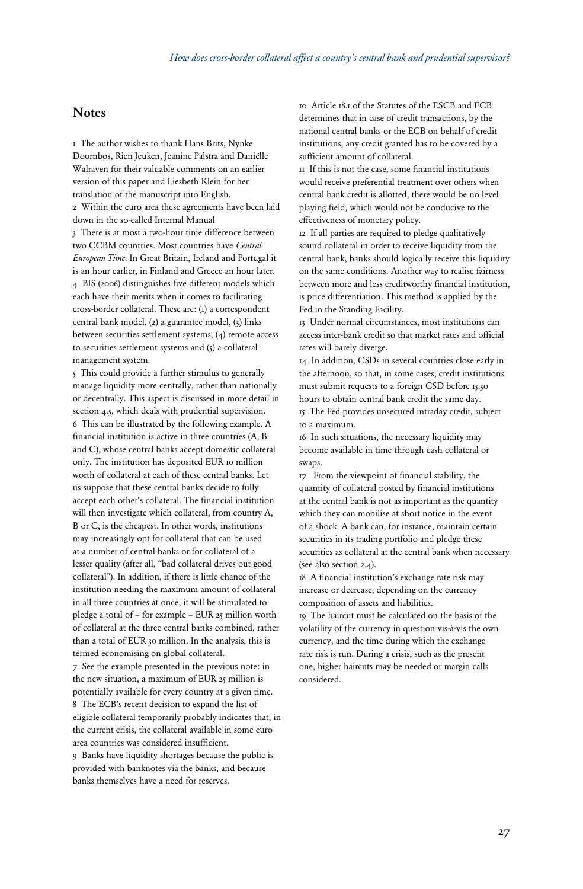## Notes

1 The author wishes to thank Hans Brits, Nynke Doornbos, Rien Jeuken, Jeanine Palstra and Daniëlle Walraven for their valuable comments on an earlier version of this paper and Liesbeth Klein for her translation of the manuscript into English.

2 Within the euro area these agreements have been laid down in the so-called Internal Manual

3 There is at most a two-hour time difference between two CCBM countries. Most countries have *Central European Time*. In Great Britain, Ireland and Portugal it is an hour earlier, in Finland and Greece an hour later.

4 BIS (2006) distinguishes five different models which each have their merits when it comes to facilitating cross-border collateral. These are: (1) a correspondent central bank model, (2) a guarantee model, (3) links between securities settlement systems, (4) remote access to securities settlement systems and (5) a collateral management system.

5 This could provide a further stimulus to generally manage liquidity more centrally, rather than nationally or decentrally. This aspect is discussed in more detail in section 4.5, which deals with prudential supervision.

6 This can be illustrated by the following example. A financial institution is active in three countries (A, B and C), whose central banks accept domestic collateral only. The institution has deposited EUR 10 million worth of collateral at each of these central banks. Let us suppose that these central banks decide to fully accept each other's collateral. The financial institution will then investigate which collateral, from country A, B or C, is the cheapest. In other words, institutions may increasingly opt for collateral that can be used at a number of central banks or for collateral of a lesser quality (after all, "bad collateral drives out good collateral"). In addition, if there is little chance of the institution needing the maximum amount of collateral in all three countries at once, it will be stimulated to pledge a total of – for example – EUR 25 million worth of collateral at the three central banks combined, rather than a total of EUR 30 million. In the analysis, this is termed economising on global collateral.

7 See the example presented in the previous note: in the new situation, a maximum of EUR 25 million is potentially available for every country at a given time.

8 The ECB's recent decision to expand the list of eligible collateral temporarily probably indicates that, in the current crisis, the collateral available in some euro area countries was considered insufficient.

9 Banks have liquidity shortages because the public is provided with banknotes via the banks, and because banks themselves have a need for reserves.

10 Article 18.1 of the Statutes of the ESCB and ECB determines that in case of credit transactions, by the national central banks or the ECB on behalf of credit institutions, any credit granted has to be covered by a sufficient amount of collateral.

11 If this is not the case, some financial institutions would receive preferential treatment over others when central bank credit is allotted, there would be no level playing field, which would not be conducive to the effectiveness of monetary policy.

12 If all parties are required to pledge qualitatively sound collateral in order to receive liquidity from the central bank, banks should logically receive this liquidity on the same conditions. Another way to realise fairness between more and less creditworthy financial institution, is price differentiation. This method is applied by the Fed in the Standing Facility.

13 Under normal circumstances, most institutions can access inter-bank credit so that market rates and official rates will barely diverge.

14 In addition, CSDs in several countries close early in the afternoon, so that, in some cases, credit institutions must submit requests to a foreign CSD before 15.30 hours to obtain central bank credit the same day.

15 The Fed provides unsecured intraday credit, subject to a maximum.

16 In such situations, the necessary liquidity may become available in time through cash collateral or swaps.

17 From the viewpoint of financial stability, the quantity of collateral posted by financial institutions at the central bank is not as important as the quantity which they can mobilise at short notice in the event of a shock. A bank can, for instance, maintain certain securities in its trading portfolio and pledge these securities as collateral at the central bank when necessary (see also section 2.4).

18 A financial institution's exchange rate risk may increase or decrease, depending on the currency composition of assets and liabilities.

19 The haircut must be calculated on the basis of the volatility of the currency in question vis-à-vis the own currency, and the time during which the exchange rate risk is run. During a crisis, such as the present one, higher haircuts may be needed or margin calls considered.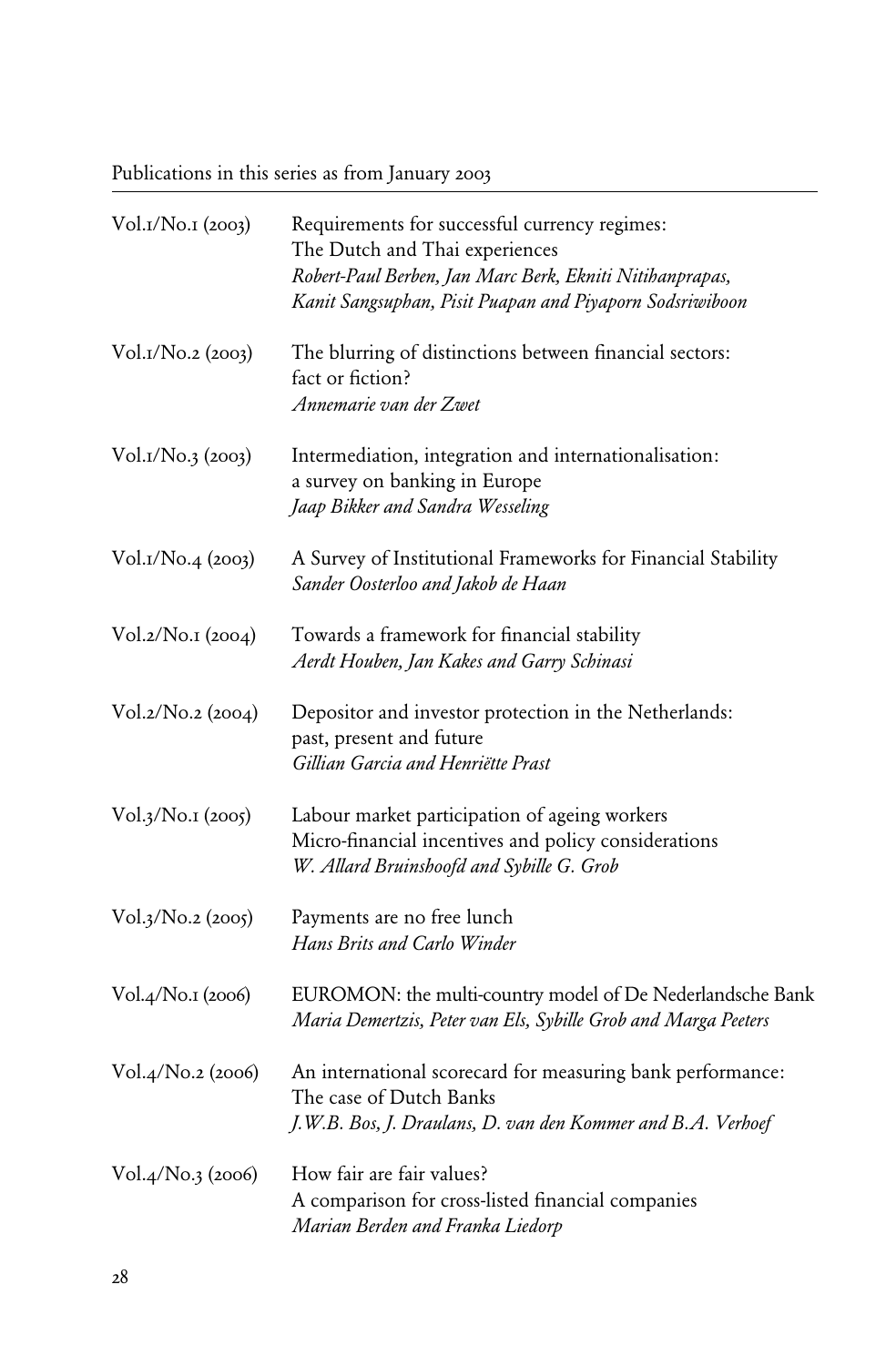Publications in this series as from January 2003

| | |
|---|---|
| Vol.1/No.1 (2003) | Requirements for successful currency regimes: The Dutch and Thai experiences<br>*Robert-Paul Berben, Jan Marc Berk, Ekniti Nitihanprapas, Kanit Sangsuphan, Pisit Puapan and Piyaporn Sodsriwiboon* |
| Vol.1/No.2 (2003) | The blurring of distinctions between financial sectors: fact or fiction?<br>*Annemarie van der Zwet* |
| Vol.1/No.3 (2003) | Intermediation, integration and internationalisation: a survey on banking in Europe<br>*Jaap Bikker and Sandra Wesseling* |
| Vol.1/No.4 (2003) | A Survey of Institutional Frameworks for Financial Stability<br>*Sander Oosterloo and Jakob de Haan* |
| Vol.2/No.1 (2004) | Towards a framework for financial stability<br>*Aerdt Houben, Jan Kakes and Garry Schinasi* |
| Vol.2/No.2 (2004) | Depositor and investor protection in the Netherlands: past, present and future<br>*Gillian Garcia and Henriëtte Prast* |
| Vol.3/No.1 (2005) | Labour market participation of ageing workers<br>Micro-financial incentives and policy considerations<br>*W. Allard Bruinshoofd and Sybille G. Grob* |
| Vol.3/No.2 (2005) | Payments are no free lunch<br>*Hans Brits and Carlo Winder* |
| Vol.4/No.1 (2006) | EUROMON: the multi-country model of De Nederlandsche Bank<br>*Maria Demertzis, Peter van Els, Sybille Grob and Marga Peeters* |
| Vol.4/No.2 (2006) | An international scorecard for measuring bank performance: The case of Dutch Banks<br>*J.W.B. Bos, J. Draulans, D. van den Kommer and B.A. Verhoef* |
| Vol.4/No.3 (2006) | How fair are fair values?<br>A comparison for cross-listed financial companies<br>*Marian Berden and Franka Liedorp* |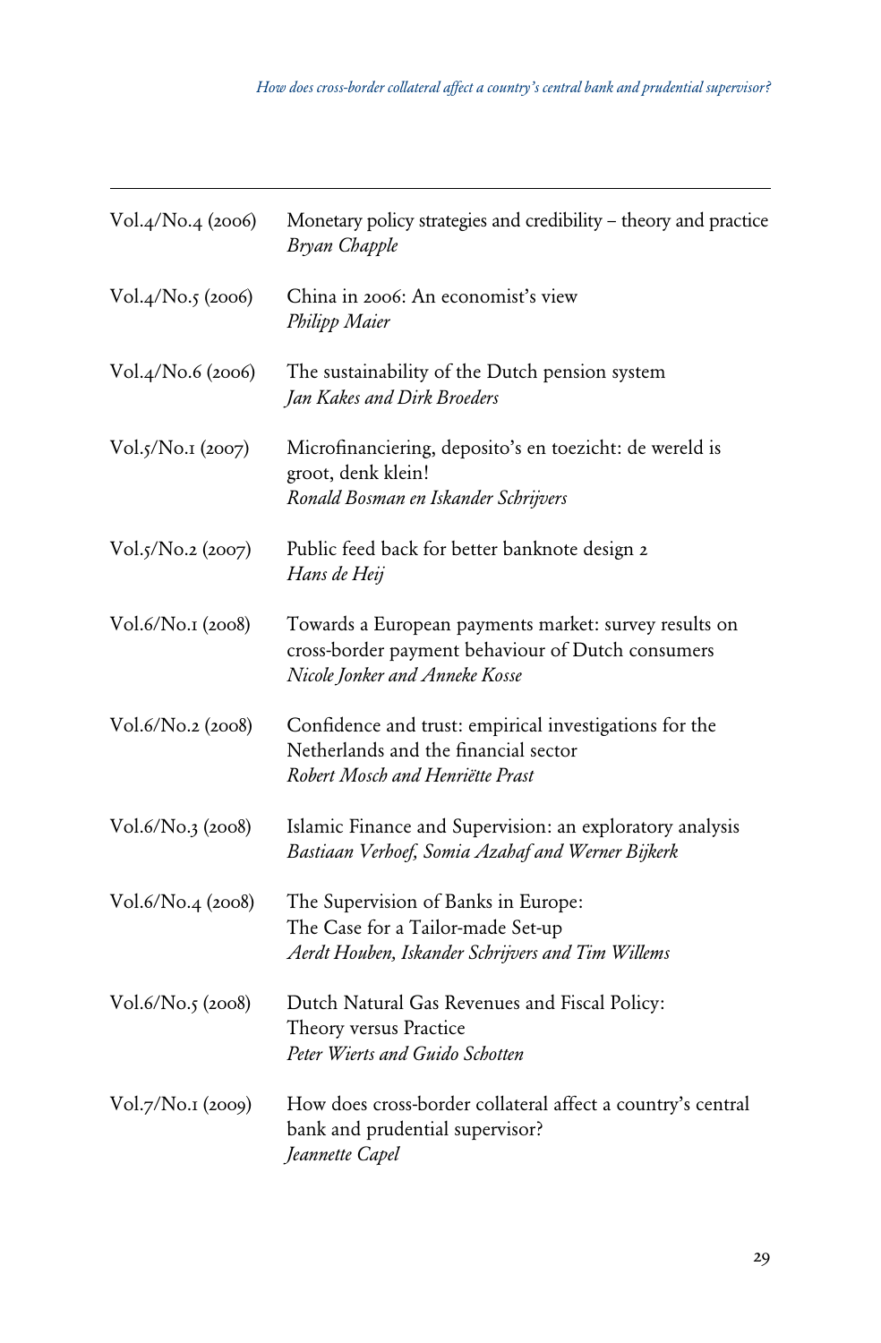| | |
|---|---|
| Vol.4/No.4 (2006) | Monetary policy strategies and credibility – theory and practice<br>*Bryan Chapple* |
| Vol.4/No.5 (2006) | China in 2006: An economist's view<br>*Philipp Maier* |
| Vol.4/No.6 (2006) | The sustainability of the Dutch pension system<br>*Jan Kakes and Dirk Broeders* |
| Vol.5/No.1 (2007) | Microfinanciering, deposito's en toezicht: de wereld is groot, denk klein!<br>*Ronald Bosman en Iskander Schrijvers* |
| Vol.5/No.2 (2007) | Public feed back for better banknote design 2<br>*Hans de Heij* |
| Vol.6/No.1 (2008) | Towards a European payments market: survey results on cross-border payment behaviour of Dutch consumers<br>*Nicole Jonker and Anneke Kosse* |
| Vol.6/No.2 (2008) | Confidence and trust: empirical investigations for the Netherlands and the financial sector<br>*Robert Mosch and Henriëtte Prast* |
| Vol.6/No.3 (2008) | Islamic Finance and Supervision: an exploratory analysis<br>*Bastiaan Verhoef, Somia Azahaf and Werner Bijkerk* |
| Vol.6/No.4 (2008) | The Supervision of Banks in Europe:<br>The Case for a Tailor-made Set-up<br>*Aerdt Houben, Iskander Schrijvers and Tim Willems* |
| Vol.6/No.5 (2008) | Dutch Natural Gas Revenues and Fiscal Policy:<br>Theory versus Practice<br>*Peter Wierts and Guido Schotten* |
| Vol.7/No.1 (2009) | How does cross-border collateral affect a country's central bank and prudential supervisor?<br>*Jeannette Capel* |